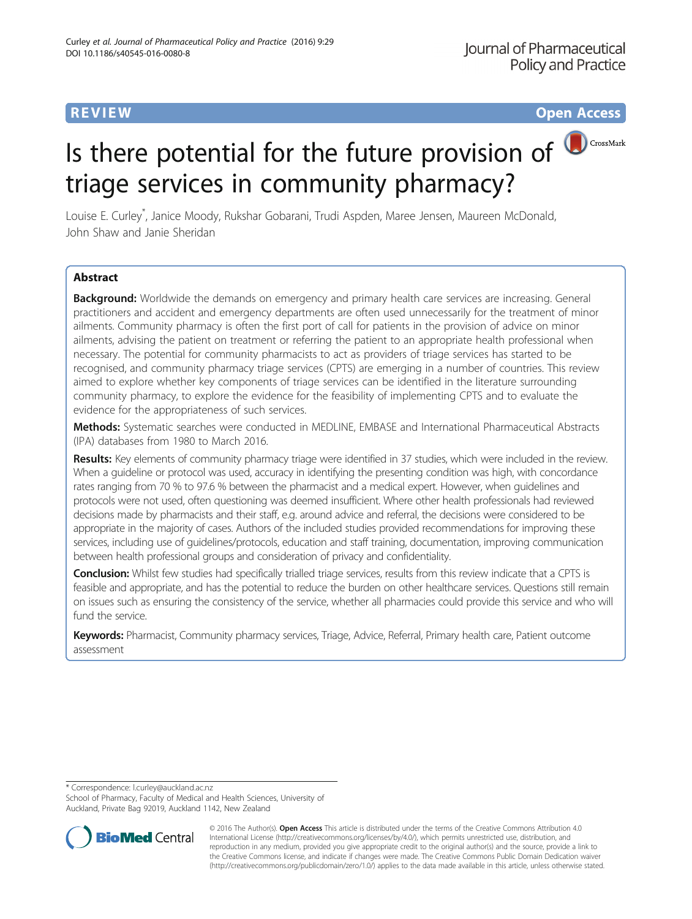REVIEW | Open Access

# Is there potential for the future provision of triage services in community pharmacy?

Louise E. Curley*, Janice Moody, Rukshar Gobarani, Trudi Aspden, Maree Jensen, Maureen McDonald, John Shaw and Janie Sheridan

## Abstract

**Background:** Worldwide the demands on emergency and primary health care services are increasing. General practitioners and accident and emergency departments are often used unnecessarily for the treatment of minor ailments. Community pharmacy is often the first port of call for patients in the provision of advice on minor ailments, advising the patient on treatment or referring the patient to an appropriate health professional when necessary. The potential for community pharmacists to act as providers of triage services has started to be recognised, and community pharmacy triage services (CPTS) are emerging in a number of countries. This review aimed to explore whether key components of triage services can be identified in the literature surrounding community pharmacy, to explore the evidence for the feasibility of implementing CPTS and to evaluate the evidence for the appropriateness of such services.

**Methods:** Systematic searches were conducted in MEDLINE, EMBASE and International Pharmaceutical Abstracts (IPA) databases from 1980 to March 2016.

**Results:** Key elements of community pharmacy triage were identified in 37 studies, which were included in the review. When a guideline or protocol was used, accuracy in identifying the presenting condition was high, with concordance rates ranging from 70 % to 97.6 % between the pharmacist and a medical expert. However, when guidelines and protocols were not used, often questioning was deemed insufficient. Where other health professionals had reviewed decisions made by pharmacists and their staff, e.g. around advice and referral, the decisions were considered to be appropriate in the majority of cases. Authors of the included studies provided recommendations for improving these services, including use of guidelines/protocols, education and staff training, documentation, improving communication between health professional groups and consideration of privacy and confidentiality.

**Conclusion:** Whilst few studies had specifically trialled triage services, results from this review indicate that a CPTS is feasible and appropriate, and has the potential to reduce the burden on other healthcare services. Questions still remain on issues such as ensuring the consistency of the service, whether all pharmacies could provide this service and who will fund the service.

**Keywords:** Pharmacist, Community pharmacy services, Triage, Advice, Referral, Primary health care, Patient outcome assessment

---

* Correspondence: l.curley@auckland.ac.nz
School of Pharmacy, Faculty of Medical and Health Sciences, University of Auckland, Private Bag 92019, Auckland 1142, New Zealand

© 2016 The Author(s). **Open Access** This article is distributed under the terms of the Creative Commons Attribution 4.0 International License (http://creativecommons.org/licenses/by/4.0/), which permits unrestricted use, distribution, and reproduction in any medium, provided you give appropriate credit to the original author(s) and the source, provide a link to the Creative Commons license, and indicate if changes were made. The Creative Commons Public Domain Dedication waiver (http://creativecommons.org/publicdomain/zero/1.0/) applies to the data made available in this article, unless otherwise stated.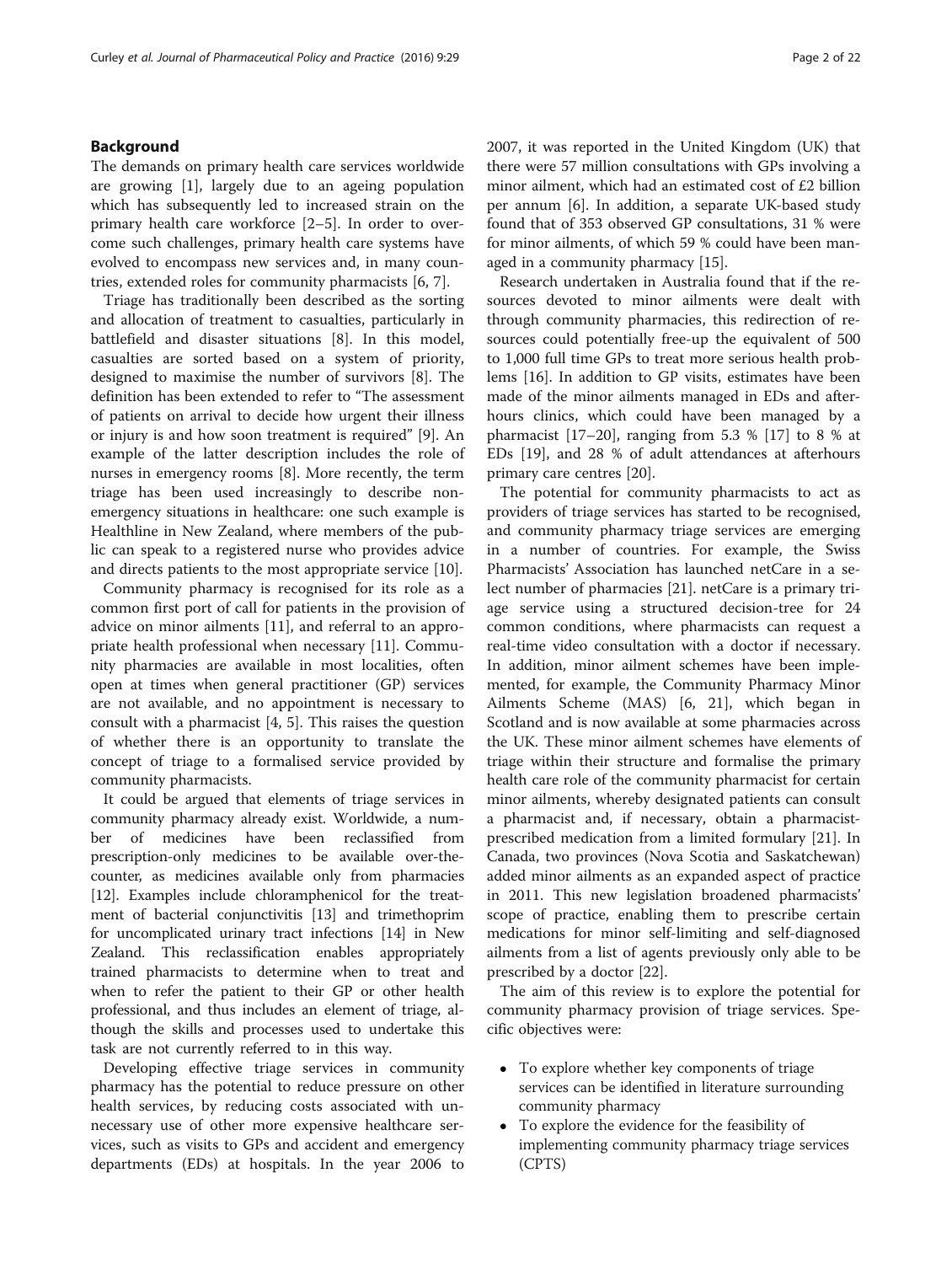## Background

The demands on primary health care services worldwide are growing [1], largely due to an ageing population which has subsequently led to increased strain on the primary health care workforce [2–5]. In order to overcome such challenges, primary health care systems have evolved to encompass new services and, in many countries, extended roles for community pharmacists [6, 7].

Triage has traditionally been described as the sorting and allocation of treatment to casualties, particularly in battlefield and disaster situations [8]. In this model, casualties are sorted based on a system of priority, designed to maximise the number of survivors [8]. The definition has been extended to refer to "The assessment of patients on arrival to decide how urgent their illness or injury is and how soon treatment is required" [9]. An example of the latter description includes the role of nurses in emergency rooms [8]. More recently, the term triage has been used increasingly to describe non-emergency situations in healthcare: one such example is Healthline in New Zealand, where members of the public can speak to a registered nurse who provides advice and directs patients to the most appropriate service [10].

Community pharmacy is recognised for its role as a common first port of call for patients in the provision of advice on minor ailments [11], and referral to an appropriate health professional when necessary [11]. Community pharmacies are available in most localities, often open at times when general practitioner (GP) services are not available, and no appointment is necessary to consult with a pharmacist [4, 5]. This raises the question of whether there is an opportunity to translate the concept of triage to a formalised service provided by community pharmacists.

It could be argued that elements of triage services in community pharmacy already exist. Worldwide, a number of medicines have been reclassified from prescription-only medicines to be available over-the-counter, as medicines available only from pharmacies [12]. Examples include chloramphenicol for the treatment of bacterial conjunctivitis [13] and trimethoprim for uncomplicated urinary tract infections [14] in New Zealand. This reclassification enables appropriately trained pharmacists to determine when to treat and when to refer the patient to their GP or other health professional, and thus includes an element of triage, although the skills and processes used to undertake this task are not currently referred to in this way.

Developing effective triage services in community pharmacy has the potential to reduce pressure on other health services, by reducing costs associated with unnecessary use of other more expensive healthcare services, such as visits to GPs and accident and emergency departments (EDs) at hospitals. In the year 2006 to 2007, it was reported in the United Kingdom (UK) that there were 57 million consultations with GPs involving a minor ailment, which had an estimated cost of £2 billion per annum [6]. In addition, a separate UK-based study found that of 353 observed GP consultations, 31 % were for minor ailments, of which 59 % could have been managed in a community pharmacy [15].

Research undertaken in Australia found that if the resources devoted to minor ailments were dealt with through community pharmacies, this redirection of resources could potentially free-up the equivalent of 500 to 1,000 full time GPs to treat more serious health problems [16]. In addition to GP visits, estimates have been made of the minor ailments managed in EDs and afterhours clinics, which could have been managed by a pharmacist [17–20], ranging from 5.3 % [17] to 8 % at EDs [19], and 28 % of adult attendances at afterhours primary care centres [20].

The potential for community pharmacists to act as providers of triage services has started to be recognised, and community pharmacy triage services are emerging in a number of countries. For example, the Swiss Pharmacists' Association has launched netCare in a select number of pharmacies [21]. netCare is a primary triage service using a structured decision-tree for 24 common conditions, where pharmacists can request a real-time video consultation with a doctor if necessary. In addition, minor ailment schemes have been implemented, for example, the Community Pharmacy Minor Ailments Scheme (MAS) [6, 21], which began in Scotland and is now available at some pharmacies across the UK. These minor ailment schemes have elements of triage within their structure and formalise the primary health care role of the community pharmacist for certain minor ailments, whereby designated patients can consult a pharmacist and, if necessary, obtain a pharmacist-prescribed medication from a limited formulary [21]. In Canada, two provinces (Nova Scotia and Saskatchewan) added minor ailments as an expanded aspect of practice in 2011. This new legislation broadened pharmacists' scope of practice, enabling them to prescribe certain medications for minor self-limiting and self-diagnosed ailments from a list of agents previously only able to be prescribed by a doctor [22].

The aim of this review is to explore the potential for community pharmacy provision of triage services. Specific objectives were:

- To explore whether key components of triage services can be identified in literature surrounding community pharmacy
- To explore the evidence for the feasibility of implementing community pharmacy triage services (CPTS)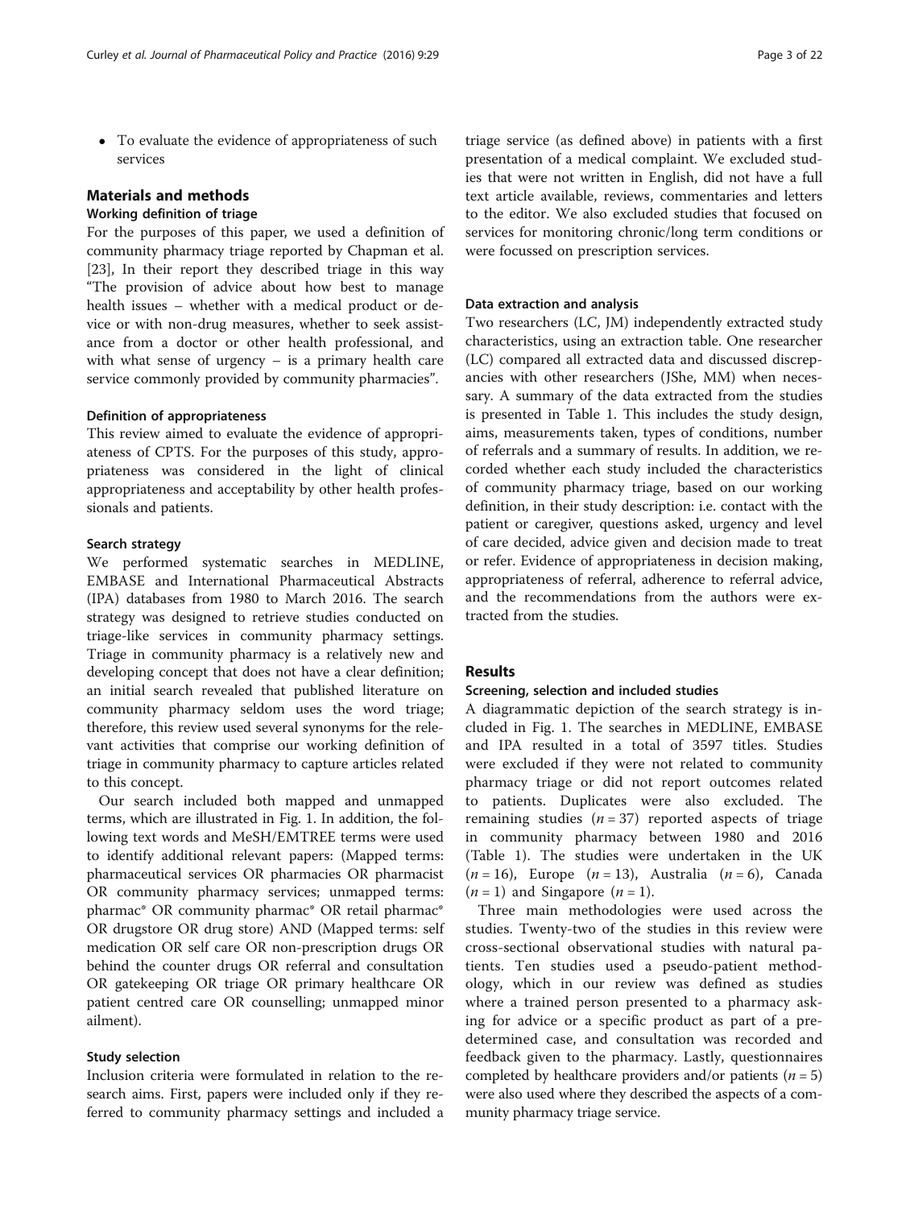- To evaluate the evidence of appropriateness of such services

## Materials and methods

### Working definition of triage

For the purposes of this paper, we used a definition of community pharmacy triage reported by Chapman et al. [23], In their report they described triage in this way "The provision of advice about how best to manage health issues – whether with a medical product or device or with non-drug measures, whether to seek assistance from a doctor or other health professional, and with what sense of urgency – is a primary health care service commonly provided by community pharmacies".

#### Definition of appropriateness

This review aimed to evaluate the evidence of appropriateness of CPTS. For the purposes of this study, appropriateness was considered in the light of clinical appropriateness and acceptability by other health professionals and patients.

#### Search strategy

We performed systematic searches in MEDLINE, EMBASE and International Pharmaceutical Abstracts (IPA) databases from 1980 to March 2016. The search strategy was designed to retrieve studies conducted on triage-like services in community pharmacy settings. Triage in community pharmacy is a relatively new and developing concept that does not have a clear definition; an initial search revealed that published literature on community pharmacy seldom uses the word triage; therefore, this review used several synonyms for the relevant activities that comprise our working definition of triage in community pharmacy to capture articles related to this concept.

Our search included both mapped and unmapped terms, which are illustrated in Fig. 1. In addition, the following text words and MeSH/EMTREE terms were used to identify additional relevant papers: (Mapped terms: pharmaceutical services OR pharmacies OR pharmacist OR community pharmacy services; unmapped terms: pharmac* OR community pharmac* OR retail pharmac* OR drugstore OR drug store) AND (Mapped terms: self medication OR self care OR non-prescription drugs OR behind the counter drugs OR referral and consultation OR gatekeeping OR triage OR primary healthcare OR patient centred care OR counselling; unmapped minor ailment).

#### Study selection

Inclusion criteria were formulated in relation to the research aims. First, papers were included only if they referred to community pharmacy settings and included a triage service (as defined above) in patients with a first presentation of a medical complaint. We excluded studies that were not written in English, did not have a full text article available, reviews, commentaries and letters to the editor. We also excluded studies that focused on services for monitoring chronic/long term conditions or were focussed on prescription services.

#### Data extraction and analysis

Two researchers (LC, JM) independently extracted study characteristics, using an extraction table. One researcher (LC) compared all extracted data and discussed discrepancies with other researchers (JShe, MM) when necessary. A summary of the data extracted from the studies is presented in Table 1. This includes the study design, aims, measurements taken, types of conditions, number of referrals and a summary of results. In addition, we recorded whether each study included the characteristics of community pharmacy triage, based on our working definition, in their study description: i.e. contact with the patient or caregiver, questions asked, urgency and level of care decided, advice given and decision made to treat or refer. Evidence of appropriateness in decision making, appropriateness of referral, adherence to referral advice, and the recommendations from the authors were extracted from the studies.

## Results

### Screening, selection and included studies

A diagrammatic depiction of the search strategy is included in Fig. 1. The searches in MEDLINE, EMBASE and IPA resulted in a total of 3597 titles. Studies were excluded if they were not related to community pharmacy triage or did not report outcomes related to patients. Duplicates were also excluded. The remaining studies ($n = 37$) reported aspects of triage in community pharmacy between 1980 and 2016 (Table 1). The studies were undertaken in the UK ($n = 16$), Europe ($n = 13$), Australia ($n = 6$), Canada ($n = 1$) and Singapore ($n = 1$).

Three main methodologies were used across the studies. Twenty-two of the studies in this review were cross-sectional observational studies with natural patients. Ten studies used a pseudo-patient methodology, which in our review was defined as studies where a trained person presented to a pharmacy asking for advice or a specific product as part of a predetermined case, and consultation was recorded and feedback given to the pharmacy. Lastly, questionnaires completed by healthcare providers and/or patients ($n = 5$) were also used where they described the aspects of a community pharmacy triage service.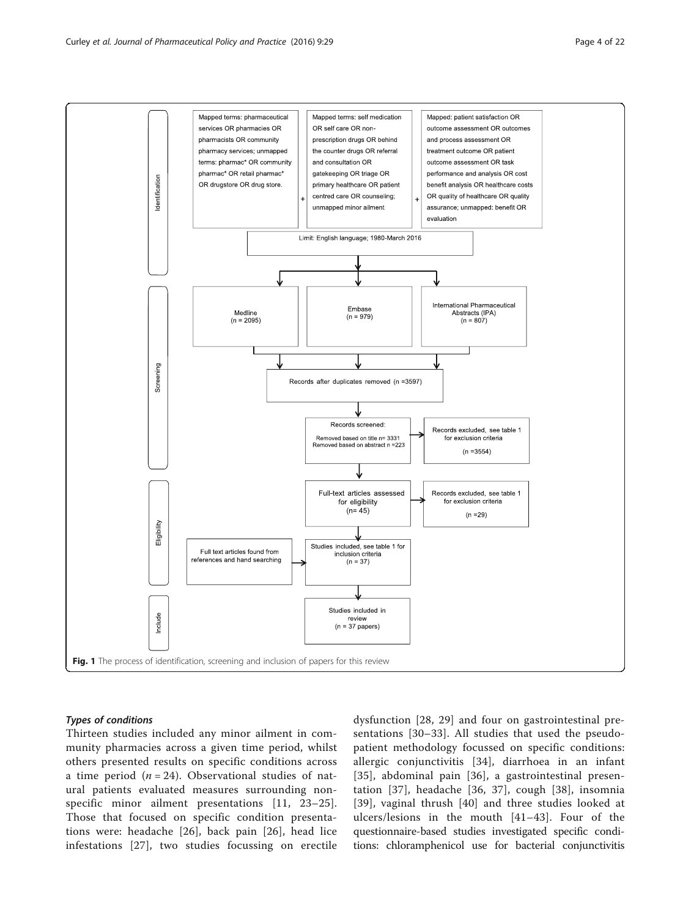Mapped terms: pharmaceutical services OR pharmacies OR pharmacists OR community pharmacy services; unmapped terms: pharmac* OR community pharmac* OR retail pharmac* OR drugstore OR drug store.

+

Mapped terms: self medication OR self care OR non-prescription drugs OR behind the counter drugs OR referral and consultation OR gatekeeping OR triage OR primary healthcare OR patient centred care OR counseling; unmapped minor ailment

+

Mapped: patient satisfaction OR outcome assessment OR outcomes and process assessment OR treatment outcome OR patient outcome assessment OR task performance and analysis OR cost benefit analysis OR healthcare costs OR quality of healthcare OR quality assurance; unmapped: benefit OR evaluation

Limit: English language; 1980-March 2016

**Identification**

Medline (n = 2095)

Embase (n = 979)

International Pharmaceutical Abstracts (IPA) (n = 807)

**Screening**

Records after duplicates removed (n =3597)

Records screened: Removed based on title n= 3331; Removed based on abstract n =223

Records excluded, see table 1 for exclusion criteria (n =3554)

**Eligibility**

Full-text articles assessed for eligibility (n= 45)

Records excluded, see table 1 for exclusion criteria (n =29)

Full text articles found from references and hand searching

Studies included, see table 1 for inclusion criteria (n = 37)

**Include**

Studies included in review (n = 37 papers)

**Fig. 1** The process of identification, screening and inclusion of papers for this review

### *Types of conditions*

Thirteen studies included any minor ailment in community pharmacies across a given time period, whilst others presented results on specific conditions across a time period ($n = 24$). Observational studies of natural patients evaluated measures surrounding non-specific minor ailment presentations [11, 23–25]. Those that focused on specific condition presentations were: headache [26], back pain [26], head lice infestations [27], two studies focussing on erectile dysfunction [28, 29] and four on gastrointestinal presentations [30–33]. All studies that used the pseudo-patient methodology focussed on specific conditions: allergic conjunctivitis [34], diarrhoea in an infant [35], abdominal pain [36], a gastrointestinal presentation [37], headache [36, 37], cough [38], insomnia [39], vaginal thrush [40] and three studies looked at ulcers/lesions in the mouth [41–43]. Four of the questionnaire-based studies investigated specific conditions: chloramphenicol use for bacterial conjunctivitis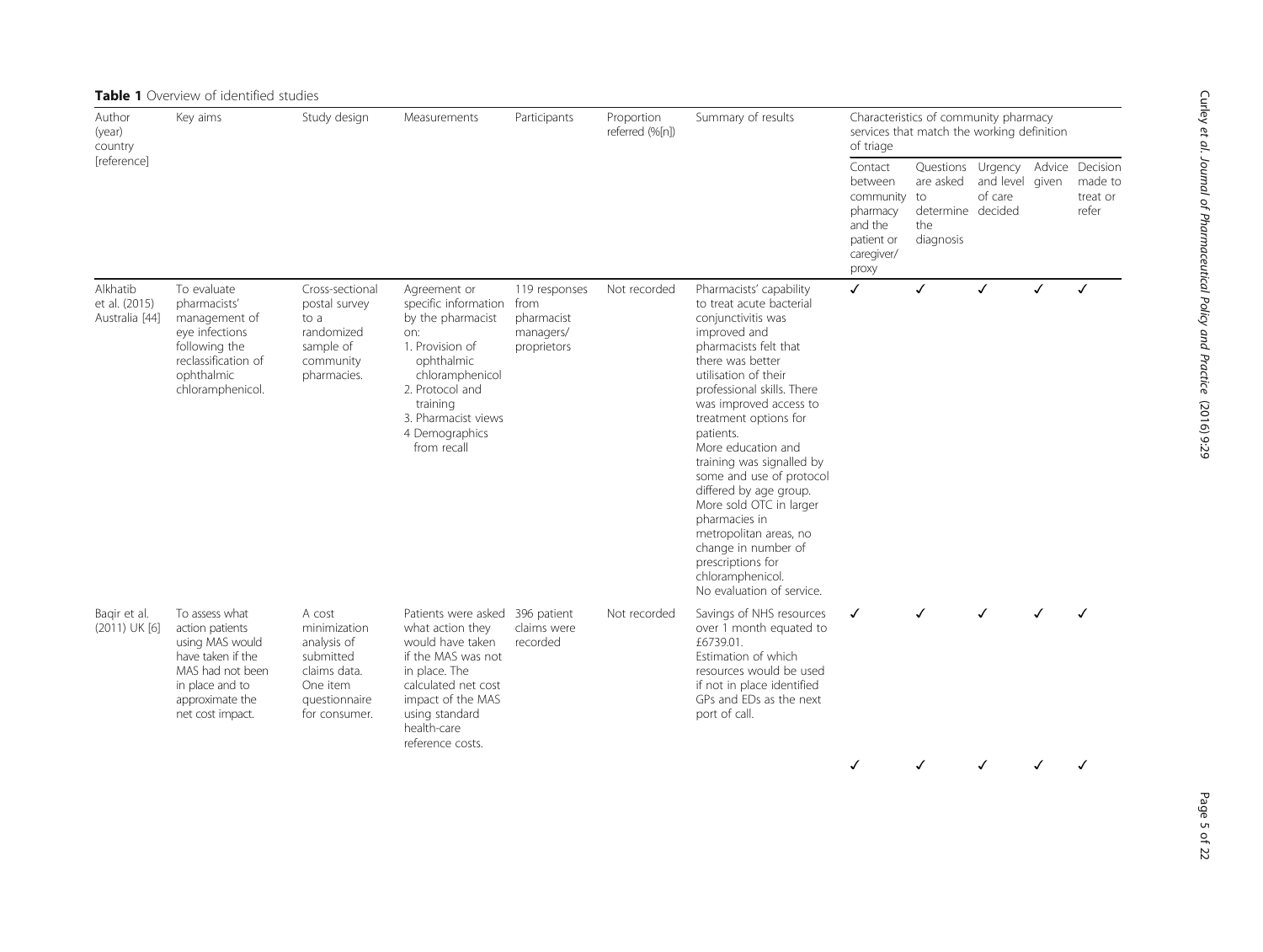**Table 1** Overview of identified studies

| Author (year) country [reference] | Key aims | Study design | Measurements | Participants | Proportion referred (%[n]) | Summary of results | Characteristics of community pharmacy services that match the working definition of triage | | | | |
|---|---|---|---|---|---|---|---|---|---|---|---|
| | | | | | | | Contact between community pharmacy and the patient or caregiver/ proxy | Questions are asked to determine the diagnosis | Urgency and level of care decided | Advice given | Decision made to treat or refer |
| Alkhatib et al. (2015) Australia [44] | To evaluate pharmacists' management of eye infections following the reclassification of ophthalmic chloramphenicol. | Cross-sectional postal survey to a randomized sample of community pharmacies. | Agreement or specific information by the pharmacist on: 1. Provision of ophthalmic chloramphenicol 2. Protocol and training 3. Pharmacist views 4 Demographics from recall | 119 responses from pharmacist managers/ proprietors | Not recorded | Pharmacists' capability to treat acute bacterial conjunctivitis was improved and pharmacists felt that there was better utilisation of their professional skills. There was improved access to treatment options for patients. More education and training was signalled by some and use of protocol differed by age group. More sold OTC in larger pharmacies in metropolitan areas, no change in number of prescriptions for chloramphenicol. No evaluation of service. | ✓ | ✓ | ✓ | ✓ | ✓ |
| Baqir et al. (2011) UK [6] | To assess what action patients using MAS would have taken if the MAS had not been in place and to approximate the net cost impact. | A cost minimization analysis of submitted claims data. One item questionnaire for consumer. | Patients were asked what action they would have taken if the MAS was not in place. The calculated net cost impact of the MAS using standard health-care reference costs. | 396 patient claims were recorded | Not recorded | Savings of NHS resources over 1 month equated to £6739.01. Estimation of which resources would be used if not in place identified GPs and EDs as the next port of call. | ✓ | ✓ | ✓ | ✓ | ✓ |
| | | | | | | | ✓ | ✓ | ✓ | ✓ | ✓ |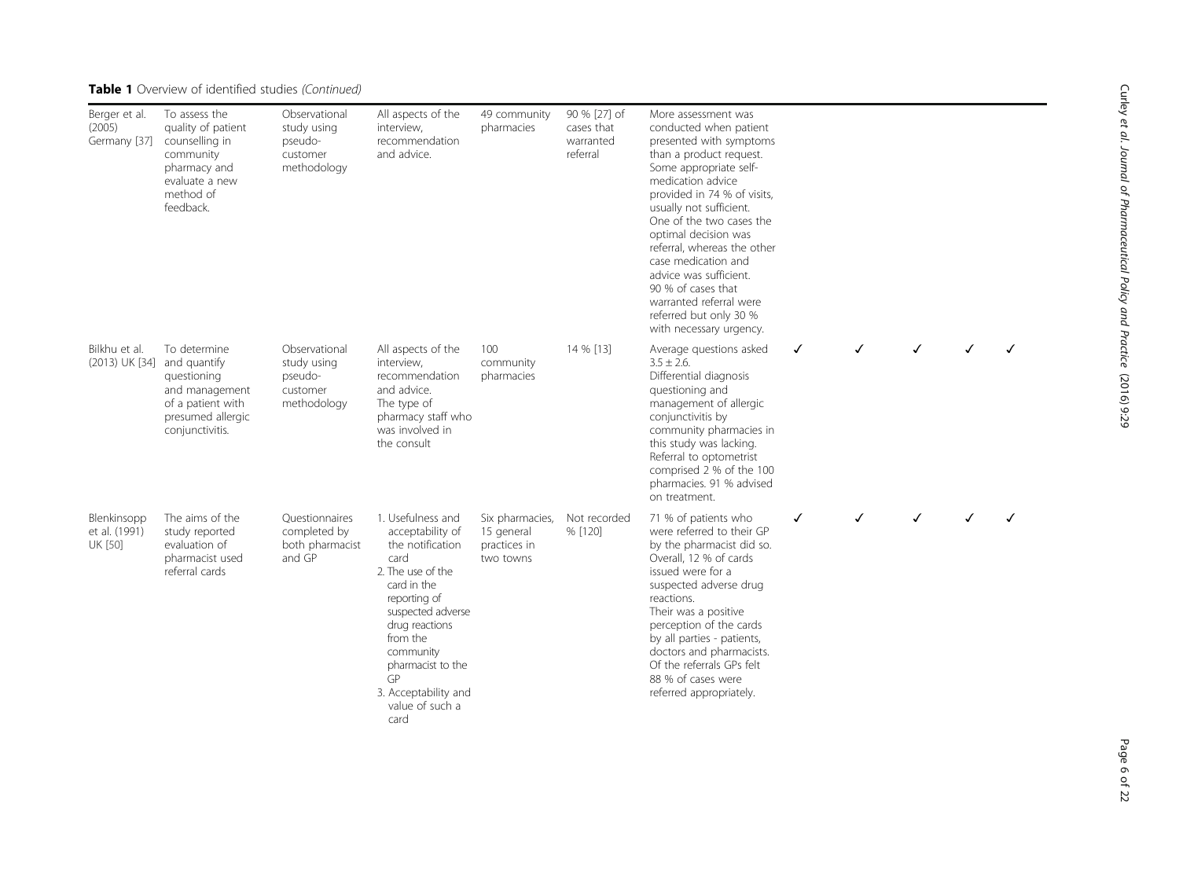**Table 1** Overview of identified studies *(Continued)*

| | | | | | | | | | | | |
|---|---|---|---|---|---|---|---|---|---|---|---|
| Berger et al. (2005) Germany [37] | To assess the quality of patient counselling in community pharmacy and evaluate a new method of feedback. | Observational study using pseudo-customer methodology | All aspects of the interview, recommendation and advice. | 49 community pharmacies | 90 % [27] of cases that warranted referral | More assessment was conducted when patient presented with symptoms than a product request. Some appropriate self-medication advice provided in 74 % of visits, usually not sufficient. One of the two cases the optimal decision was referral, whereas the other case medication and advice was sufficient. 90 % of cases that warranted referral were referred but only 30 % with necessary urgency. | | | | | |
| Bilkhu et al. (2013) UK [34] | To determine and quantify questioning and management of a patient with presumed allergic conjunctivitis. | Observational study using pseudo-customer methodology | All aspects of the interview, recommendation and advice. The type of pharmacy staff who was involved in the consult | 100 community pharmacies | 14 % [13] | Average questions asked 3.5 ± 2.6. Differential diagnosis questioning and management of allergic conjunctivitis by community pharmacies in this study was lacking. Referral to optometrist comprised 2 % of the 100 pharmacies. 91 % advised on treatment. | ✓ | ✓ | ✓ | ✓ | ✓ |
| Blenkinsopp et al. (1991) UK [50] | The aims of the study reported evaluation of pharmacist used referral cards | Questionnaires completed by both pharmacist and GP | 1. Usefulness and acceptability of the notification card<br>2. The use of the card in the reporting of suspected adverse drug reactions from the community pharmacist to the GP<br>3. Acceptability and value of such a card | Six pharmacies, 15 general practices in two towns | Not recorded % [120] | 71 % of patients who were referred to their GP by the pharmacist did so. Overall, 12 % of cards issued were for a suspected adverse drug reactions. Their was a positive perception of the cards by all parties - patients, doctors and pharmacists. Of the referrals GPs felt 88 % of cases were referred appropriately. | ✓ | ✓ | ✓ | ✓ | ✓ |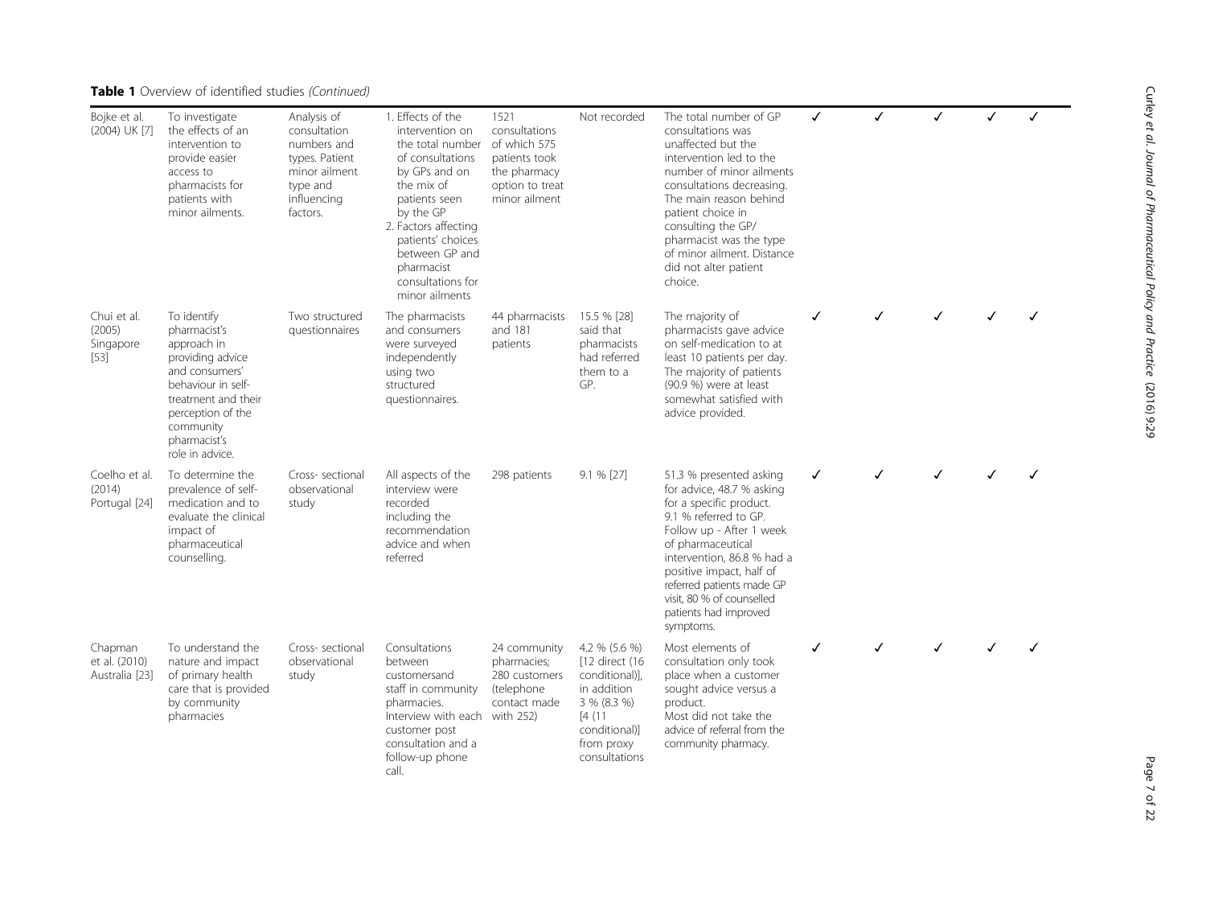**Table 1** Overview of identified studies *(Continued)*

| | | | | | | | | | | | |
|---|---|---|---|---|---|---|---|---|---|---|---|
| Bojke et al. (2004) UK [7] | To investigate the effects of an intervention to provide easier access to pharmacists for patients with minor ailments. | Analysis of consultation numbers and types. Patient minor ailment type and influencing factors. | 1. Effects of the intervention on the total number of consultations by GPs and on the mix of patients seen by the GP 2. Factors affecting patients' choices between GP and pharmacist consultations for minor ailments | 1521 consultations of which 575 patients took the pharmacy option to treat minor ailment | Not recorded | The total number of GP consultations was unaffected but the intervention led to the number of minor ailments consultations decreasing. The main reason behind patient choice in consulting the GP/ pharmacist was the type of minor ailment. Distance did not alter patient choice. | ✓ | ✓ | ✓ | ✓ | ✓ |
| Chui et al. (2005) Singapore [53] | To identify pharmacist's approach in providing advice and consumers' behaviour in self-treatment and their perception of the community pharmacist's role in advice. | Two structured questionnaires | The pharmacists and consumers were surveyed independently using two structured questionnaires. | 44 pharmacists and 181 patients | 15.5 % [28] said that pharmacists had referred them to a GP. | The majority of pharmacists gave advice on self-medication to at least 10 patients per day. The majority of patients (90.9 %) were at least somewhat satisfied with advice provided. | ✓ | ✓ | ✓ | ✓ | ✓ |
| Coelho et al. (2014) Portugal [24] | To determine the prevalence of self-medication and to evaluate the clinical impact of pharmaceutical counselling. | Cross- sectional observational study | All aspects of the interview were recorded including the recommendation advice and when referred | 298 patients | 9.1 % [27] | 51.3 % presented asking for advice, 48.7 % asking for a specific product. 9.1 % referred to GP. Follow up - After 1 week of pharmaceutical intervention, 86.8 % had a positive impact, half of referred patients made GP visit, 80 % of counselled patients had improved symptoms. | ✓ | ✓ | ✓ | ✓ | ✓ |
| Chapman et al. (2010) Australia [23] | To understand the nature and impact of primary health care that is provided by community pharmacies | Cross- sectional observational study | Consultations between customersand staff in community pharmacies. Interview with each customer post consultation and a follow-up phone call. | 24 community pharmacies; 280 customers (telephone contact made with 252) | 4.2 % (5.6 %) [12 direct (16 conditional)], in addition 3 % (8.3 %) [4 (11 conditional)] from proxy consultations | Most elements of consultation only took place when a customer sought advice versus a product. Most did not take the advice of referral from the community pharmacy. | ✓ | ✓ | ✓ | ✓ | ✓ |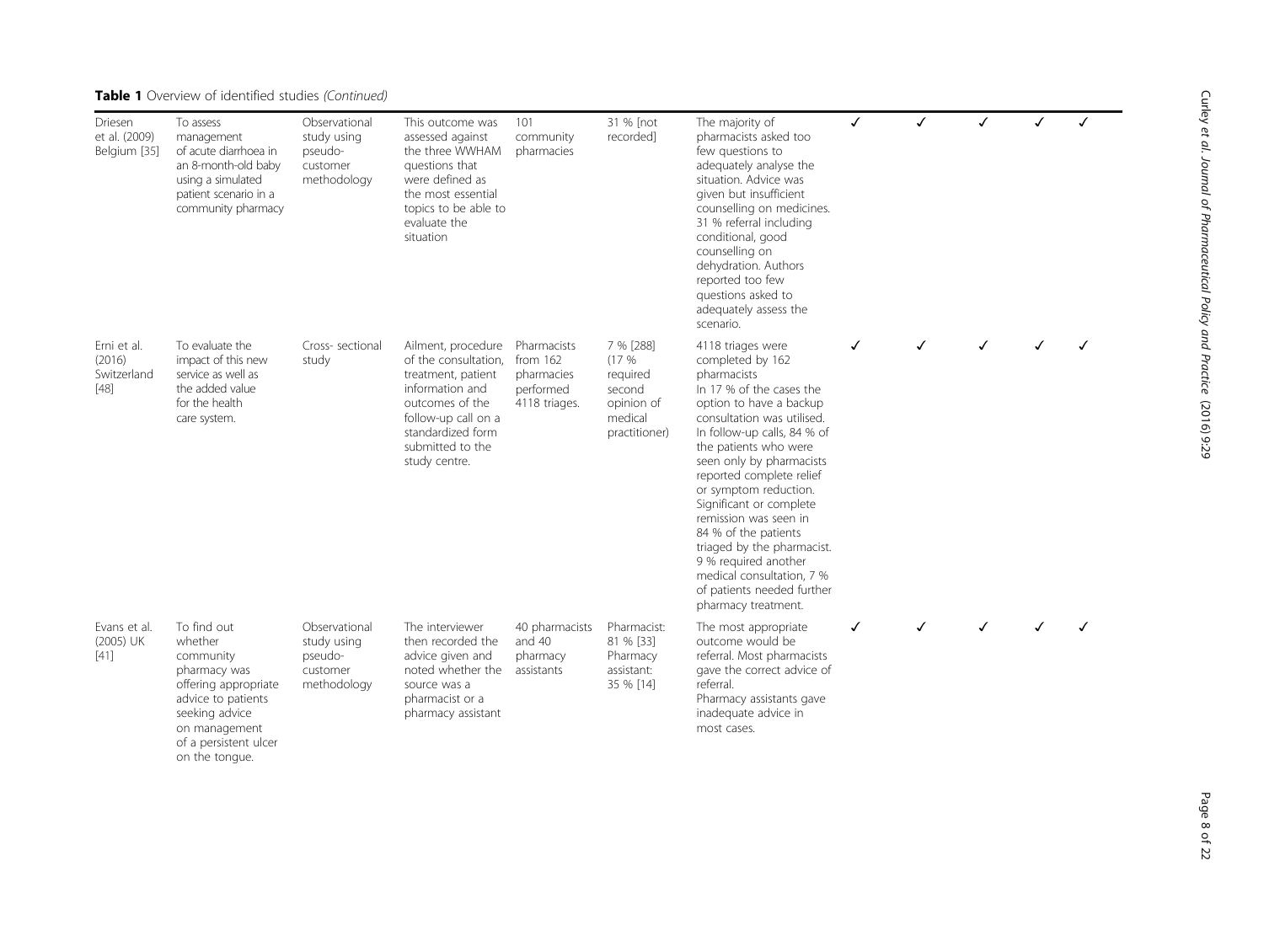**Table 1** Overview of identified studies *(Continued)*

| | | | | | | | | | | | |
|---|---|---|---|---|---|---|---|---|---|---|---|
| Driesen et al. (2009) Belgium [35] | To assess management of acute diarrhoea in an 8-month-old baby using a simulated patient scenario in a community pharmacy | Observational study using pseudo-customer methodology | This outcome was assessed against the three WWHAM questions that were defined as the most essential topics to be able to evaluate the situation | 101 community pharmacies | 31 % [not recorded] | The majority of pharmacists asked too few questions to adequately analyse the situation. Advice was given but insufficient counselling on medicines. 31 % referral including conditional, good counselling on dehydration. Authors reported too few questions asked to adequately assess the scenario. | ✓ | ✓ | ✓ | ✓ | ✓ |
| Erni et al. (2016) Switzerland [48] | To evaluate the impact of this new service as well as the added value for the health care system. | Cross- sectional study | Ailment, procedure of the consultation, treatment, patient information and outcomes of the follow-up call on a standardized form submitted to the study centre. | Pharmacists from 162 pharmacies performed 4118 triages. | 7 % [288] (17 % required second opinion of medical practitioner) | 4118 triages were completed by 162 pharmacists In 17 % of the cases the option to have a backup consultation was utilised. In follow-up calls, 84 % of the patients who were seen only by pharmacists reported complete relief or symptom reduction. Significant or complete remission was seen in 84 % of the patients triaged by the pharmacist. 9 % required another medical consultation, 7 % of patients needed further pharmacy treatment. | ✓ | ✓ | ✓ | ✓ | ✓ |
| Evans et al. (2005) UK [41] | To find out whether community pharmacy was offering appropriate advice to patients seeking advice on management of a persistent ulcer on the tongue. | Observational study using pseudo-customer methodology | The interviewer then recorded the advice given and noted whether the source was a pharmacist or a pharmacy assistant | 40 pharmacists and 40 pharmacy assistants | Pharmacist: 81 % [33] Pharmacy assistant: 35 % [14] | The most appropriate outcome would be referral. Most pharmacists gave the correct advice of referral. Pharmacy assistants gave inadequate advice in most cases. | ✓ | ✓ | ✓ | ✓ | ✓ |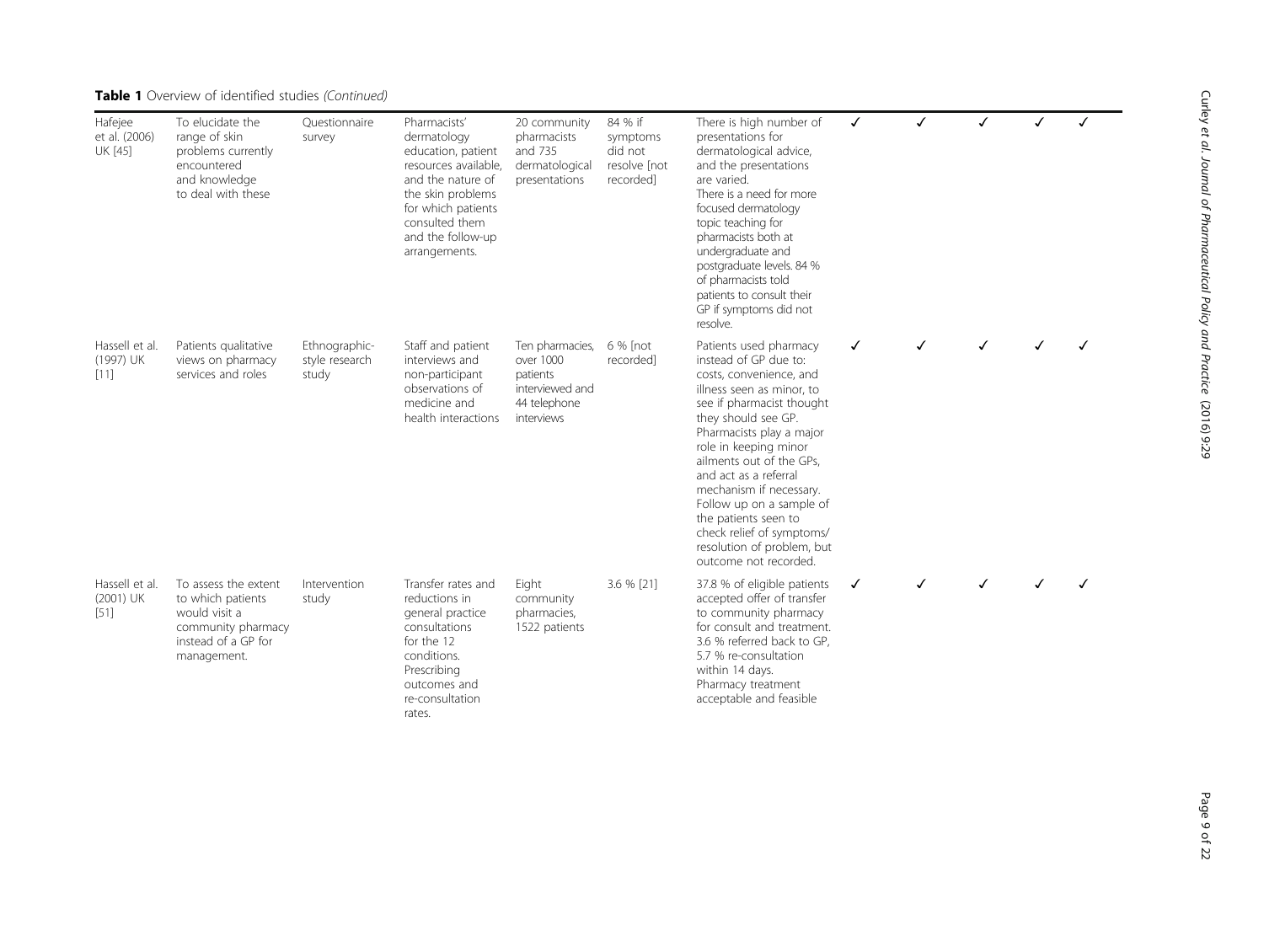**Table 1** Overview of identified studies *(Continued)*

| | | | | | | | | | | | |
|---|---|---|---|---|---|---|---|---|---|---|---|
| Hafejee et al. (2006) UK [45] | To elucidate the range of skin problems currently encountered and knowledge to deal with these | Questionnaire survey | Pharmacists' dermatology education, patient resources available, and the nature of the skin problems for which patients consulted them and the follow-up arrangements. | 20 community pharmacists and 735 dermatological presentations | 84 % if symptoms did not resolve [not recorded] | There is high number of presentations for dermatological advice, and the presentations are varied. There is a need for more focused dermatology topic teaching for pharmacists both at undergraduate and postgraduate levels. 84 % of pharmacists told patients to consult their GP if symptoms did not resolve. | ✓ | ✓ | ✓ | ✓ | ✓ |
| Hassell et al. (1997) UK [11] | Patients qualitative views on pharmacy services and roles | Ethnographic-style research study | Staff and patient interviews and non-participant observations of medicine and health interactions | Ten pharmacies, over 1000 patients interviewed and 44 telephone interviews | 6 % [not recorded] | Patients used pharmacy instead of GP due to: costs, convenience, and illness seen as minor, to see if pharmacist thought they should see GP. Pharmacists play a major role in keeping minor ailments out of the GPs, and act as a referral mechanism if necessary. Follow up on a sample of the patients seen to check relief of symptoms/ resolution of problem, but outcome not recorded. | ✓ | ✓ | ✓ | ✓ | ✓ |
| Hassell et al. (2001) UK [51] | To assess the extent to which patients would visit a community pharmacy instead of a GP for management. | Intervention study | Transfer rates and reductions in general practice consultations for the 12 conditions. Prescribing outcomes and re-consultation rates. | Eight community pharmacies, 1522 patients | 3.6 % [21] | 37.8 % of eligible patients accepted offer of transfer to community pharmacy for consult and treatment. 3.6 % referred back to GP, 5.7 % re-consultation within 14 days. Pharmacy treatment acceptable and feasible | ✓ | ✓ | ✓ | ✓ | ✓ |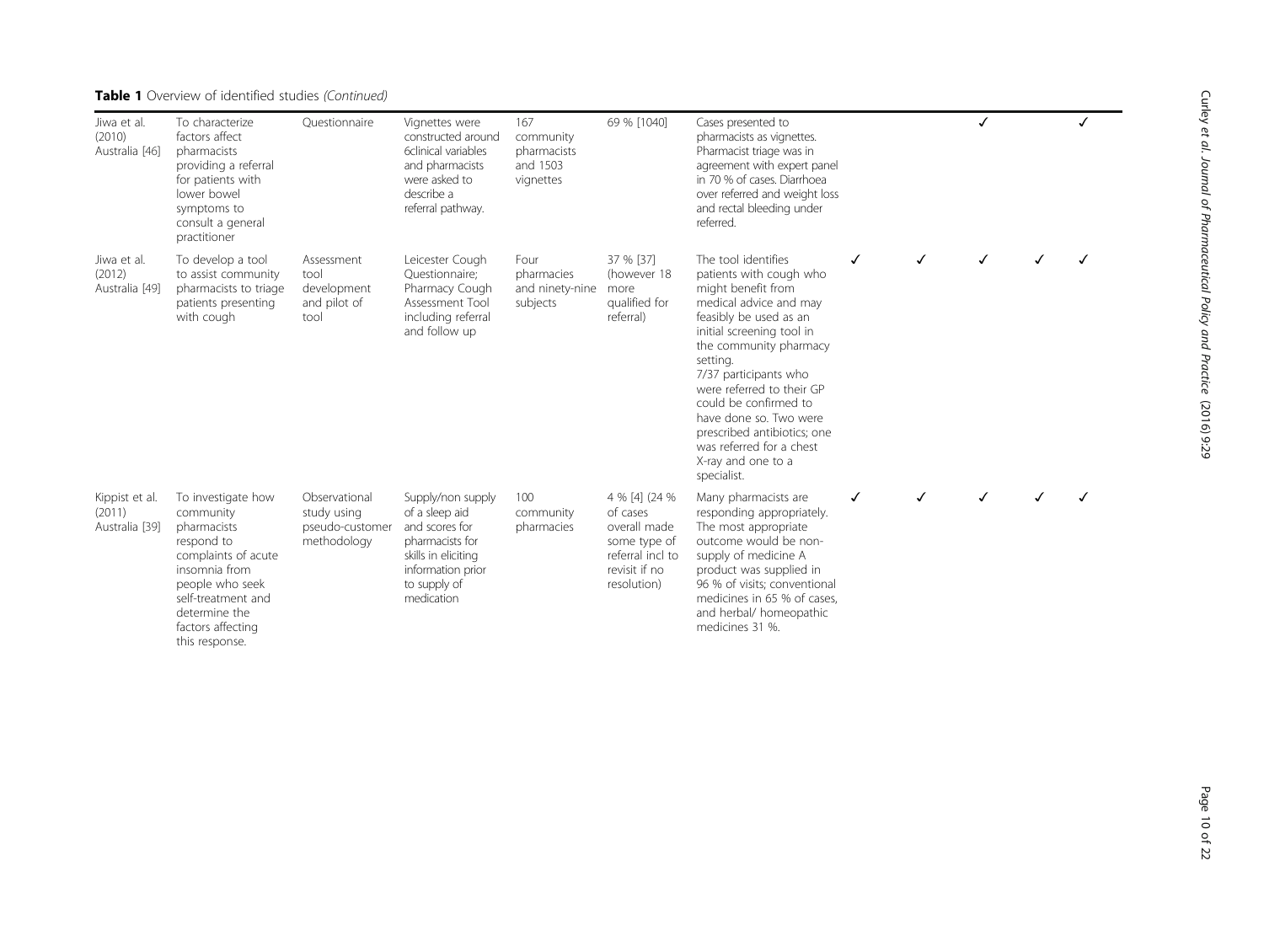**Table 1** Overview of identified studies *(Continued)*

| | | | | | | | | | | | |
|---|---|---|---|---|---|---|---|---|---|---|---|
| Jiwa et al. (2010) Australia [46] | To characterize factors affect pharmacists providing a referral for patients with lower bowel symptoms to consult a general practitioner | Questionnaire | Vignettes were constructed around 6clinical variables and pharmacists were asked to describe a referral pathway. | 167 community pharmacists and 1503 vignettes | 69 % [1040] | Cases presented to pharmacists as vignettes. Pharmacist triage was in agreement with expert panel in 70 % of cases. Diarrhoea over referred and weight loss and rectal bleeding under referred. | | | ✓ | | ✓ |
| Jiwa et al. (2012) Australia [49] | To develop a tool to assist community pharmacists to triage patients presenting with cough | Assessment tool development and pilot of tool | Leicester Cough Questionnaire; Pharmacy Cough Assessment Tool including referral and follow up | Four pharmacies and ninety-nine subjects | 37 % [37] (however 18 more qualified for referral) | The tool identifies patients with cough who might benefit from medical advice and may feasibly be used as an initial screening tool in the community pharmacy setting. 7/37 participants who were referred to their GP could be confirmed to have done so. Two were prescribed antibiotics; one was referred for a chest X-ray and one to a specialist. | ✓ | ✓ | ✓ | ✓ | ✓ |
| Kippist et al. (2011) Australia [39] | To investigate how community pharmacists respond to complaints of acute insomnia from people who seek self-treatment and determine the factors affecting this response. | Observational study using pseudo-customer methodology | Supply/non supply of a sleep aid and scores for pharmacists for skills in eliciting information prior to supply of medication | 100 community pharmacies | 4 % [4] (24 % of cases overall made some type of referral incl to revisit if no resolution) | Many pharmacists are responding appropriately. The most appropriate outcome would be non-supply of medicine A product was supplied in 96 % of visits; conventional medicines in 65 % of cases, and herbal/ homeopathic medicines 31 %. | ✓ | ✓ | ✓ | ✓ | ✓ |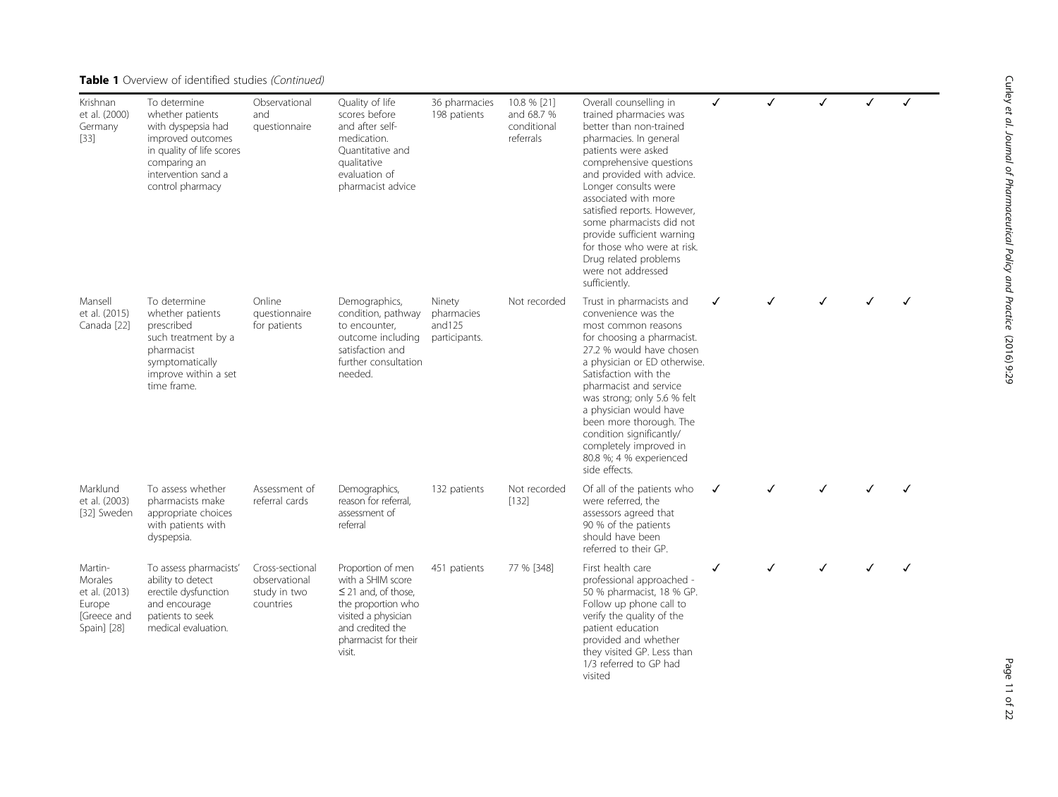**Table 1** Overview of identified studies *(Continued)*

| | | | | | | | | | | | |
|---|---|---|---|---|---|---|---|---|---|---|---|
| Krishnan et al. (2000) Germany [33] | To determine whether patients with dyspepsia had improved outcomes in quality of life scores comparing an intervention sand a control pharmacy | Observational and questionnaire | Quality of life scores before and after self-medication. Quantitative and qualitative evaluation of pharmacist advice | 36 pharmacies 198 patients | 10.8 % [21] and 68.7 % conditional referrals | Overall counselling in trained pharmacies was better than non-trained pharmacies. In general patients were asked comprehensive questions and provided with advice. Longer consults were associated with more satisfied reports. However, some pharmacists did not provide sufficient warning for those who were at risk. Drug related problems were not addressed sufficiently. | ✓ | ✓ | ✓ | ✓ | ✓ |
| Mansell et al. (2015) Canada [22] | To determine whether patients prescribed such treatment by a pharmacist symptomatically improve within a set time frame. | Online questionnaire for patients | Demographics, condition, pathway to encounter, outcome including satisfaction and further consultation needed. | Ninety pharmacies and125 participants. | Not recorded | Trust in pharmacists and convenience was the most common reasons for choosing a pharmacist. 27.2 % would have chosen a physician or ED otherwise. Satisfaction with the pharmacist and service was strong; only 5.6 % felt a physician would have been more thorough. The condition significantly/ completely improved in 80.8 %; 4 % experienced side effects. | ✓ | ✓ | ✓ | ✓ | ✓ |
| Marklund et al. (2003) [32] Sweden | To assess whether pharmacists make appropriate choices with patients with dyspepsia. | Assessment of referral cards | Demographics, reason for referral, assessment of referral | 132 patients | Not recorded [132] | Of all of the patients who were referred, the assessors agreed that 90 % of the patients should have been referred to their GP. | ✓ | ✓ | ✓ | ✓ | ✓ |
| Martin-Morales et al. (2013) Europe [Greece and Spain] [28] | To assess pharmacists' ability to detect erectile dysfunction and encourage patients to seek medical evaluation. | Cross-sectional observational study in two countries | Proportion of men with a SHIM score ≤ 21 and, of those, the proportion who visited a physician and credited the pharmacist for their visit. | 451 patients | 77 % [348] | First health care professional approached - 50 % pharmacist, 18 % GP. Follow up phone call to verify the quality of the patient education provided and whether they visited GP. Less than 1/3 referred to GP had visited | ✓ | ✓ | ✓ | ✓ | ✓ |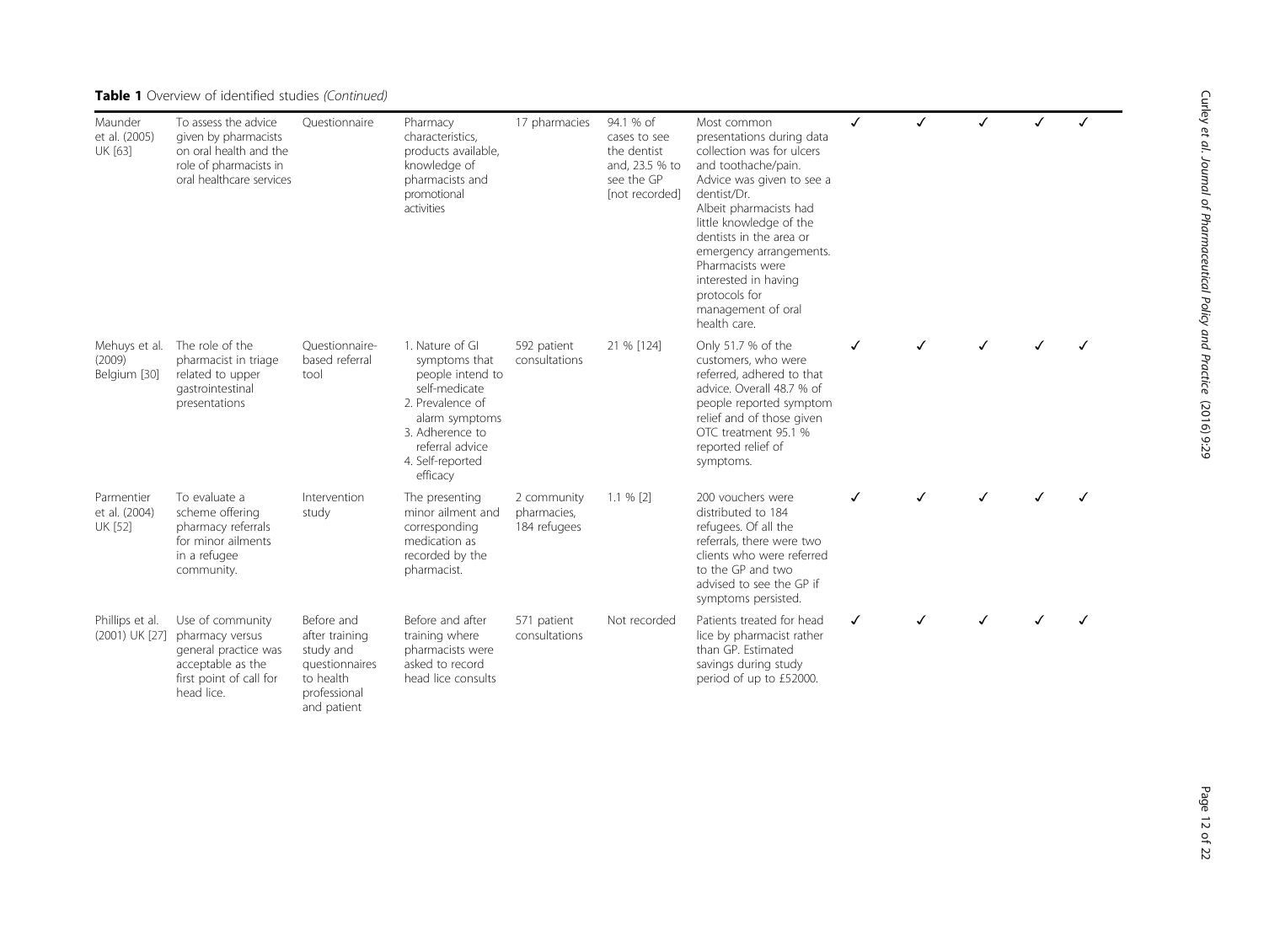**Table 1** Overview of identified studies *(Continued)*

| | | | | | | | | | | | |
|---|---|---|---|---|---|---|---|---|---|---|---|
| Maunder et al. (2005) UK [63] | To assess the advice given by pharmacists on oral health and the role of pharmacists in oral healthcare services | Questionnaire | Pharmacy characteristics, products available, knowledge of pharmacists and promotional activities | 17 pharmacies | 94.1 % of cases to see the dentist and, 23.5 % to see the GP [not recorded] | Most common presentations during data collection was for ulcers and toothache/pain. Advice was given to see a dentist/Dr. Albeit pharmacists had little knowledge of the dentists in the area or emergency arrangements. Pharmacists were interested in having protocols for management of oral health care. | ✓ | ✓ | ✓ | ✓ | ✓ |
| Mehuys et al. (2009) Belgium [30] | The role of the pharmacist in triage related to upper gastrointestinal presentations | Questionnaire-based referral tool | 1. Nature of GI symptoms that people intend to self-medicate 2. Prevalence of alarm symptoms 3. Adherence to referral advice 4. Self-reported efficacy | 592 patient consultations | 21 % [124] | Only 51.7 % of the customers, who were referred, adhered to that advice. Overall 48.7 % of people reported symptom relief and of those given OTC treatment 95.1 % reported relief of symptoms. | ✓ | ✓ | ✓ | ✓ | ✓ |
| Parmentier et al. (2004) UK [52] | To evaluate a scheme offering pharmacy referrals for minor ailments in a refugee community. | Intervention study | The presenting minor ailment and corresponding medication as recorded by the pharmacist. | 2 community pharmacies, 184 refugees | 1.1 % [2] | 200 vouchers were distributed to 184 refugees. Of all the referrals, there were two clients who were referred to the GP and two advised to see the GP if symptoms persisted. | ✓ | ✓ | ✓ | ✓ | ✓ |
| Phillips et al. (2001) UK [27] | Use of community pharmacy versus general practice was acceptable as the first point of call for head lice. | Before and after training study and questionnaires to health professional and patient | Before and after training where pharmacists were asked to record head lice consults | 571 patient consultations | Not recorded | Patients treated for head lice by pharmacist rather than GP. Estimated savings during study period of up to £52000. | ✓ | ✓ | ✓ | ✓ | ✓ |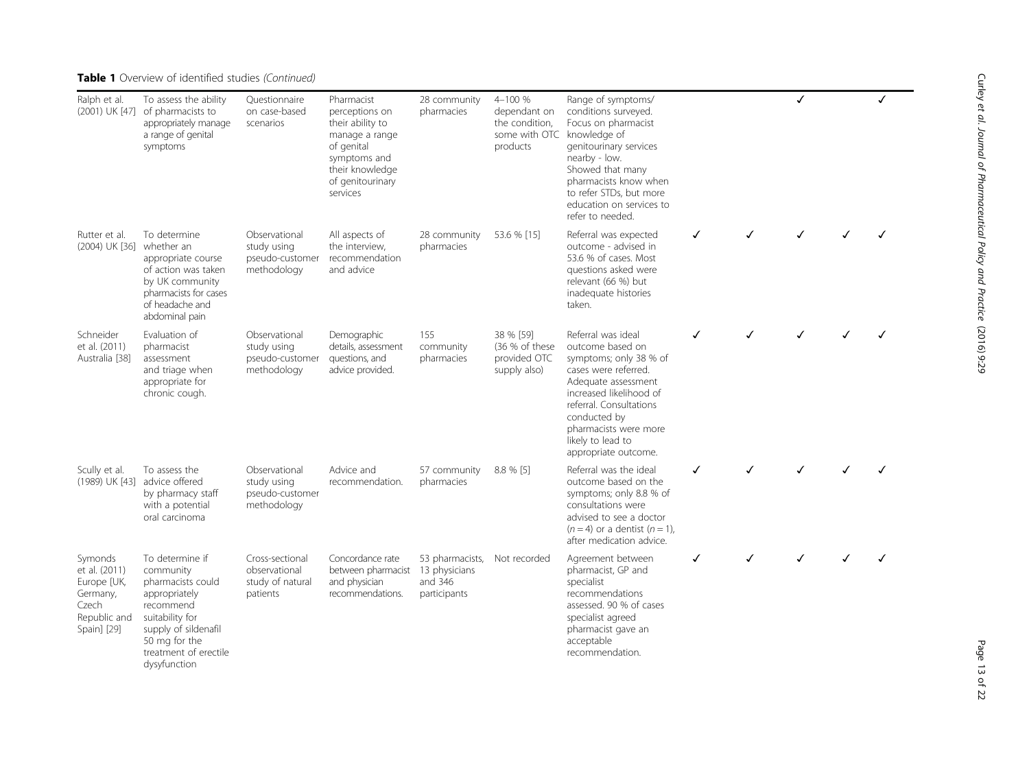**Table 1** Overview of identified studies *(Continued)*

| | | | | | | | | | | | |
|---|---|---|---|---|---|---|---|---|---|---|---|
| Ralph et al. (2001) UK [47] | To assess the ability of pharmacists to appropriately manage a range of genital symptoms | Questionnaire on case-based scenarios | Pharmacist perceptions on their ability to manage a range of genital symptoms and their knowledge of genitourinary services | 28 community pharmacies | 4–100 % dependant on the condition, some with OTC products | Range of symptoms/ conditions surveyed. Focus on pharmacist knowledge of genitourinary services nearby - low. Showed that many pharmacists know when to refer STDs, but more education on services to refer to needed. | | | ✓ | | ✓ |
| Rutter et al. (2004) UK [36] | To determine whether an appropriate course of action was taken by UK community pharmacists for cases of headache and abdominal pain | Observational study using pseudo-customer methodology | All aspects of the interview, recommendation and advice | 28 community pharmacies | 53.6 % [15] | Referral was expected outcome - advised in 53.6 % of cases. Most questions asked were relevant (66 %) but inadequate histories taken. | ✓ | ✓ | ✓ | ✓ | ✓ |
| Schneider et al. (2011) Australia [38] | Evaluation of pharmacist assessment and triage when appropriate for chronic cough. | Observational study using pseudo-customer methodology | Demographic details, assessment questions, and advice provided. | 155 community pharmacies | 38 % [59] (36 % of these provided OTC supply also) | Referral was ideal outcome based on symptoms; only 38 % of cases were referred. Adequate assessment increased likelihood of referral. Consultations conducted by pharmacists were more likely to lead to appropriate outcome. | ✓ | ✓ | ✓ | ✓ | ✓ |
| Scully et al. (1989) UK [43] | To assess the advice offered by pharmacy staff with a potential oral carcinoma | Observational study using pseudo-customer methodology | Advice and recommendation. | 57 community pharmacies | 8.8 % [5] | Referral was the ideal outcome based on the symptoms; only 8.8 % of consultations were advised to see a doctor ($n = 4$) or a dentist ($n = 1$), after medication advice. | ✓ | ✓ | ✓ | ✓ | ✓ |
| Symonds et al. (2011) Europe [UK, Germany, Czech Republic and Spain] [29] | To determine if community pharmacists could appropriately recommend suitability for supply of sildenafil 50 mg for the treatment of erectile dysfunction | Cross-sectional observational study of natural patients | Concordance rate between pharmacist and physician recommendations. | 53 pharmacists, 13 physicians and 346 participants | Not recorded | Agreement between pharmacist, GP and specialist recommendations assessed. 90 % of cases specialist agreed pharmacist gave an acceptable recommendation. | ✓ | ✓ | ✓ | ✓ | ✓ |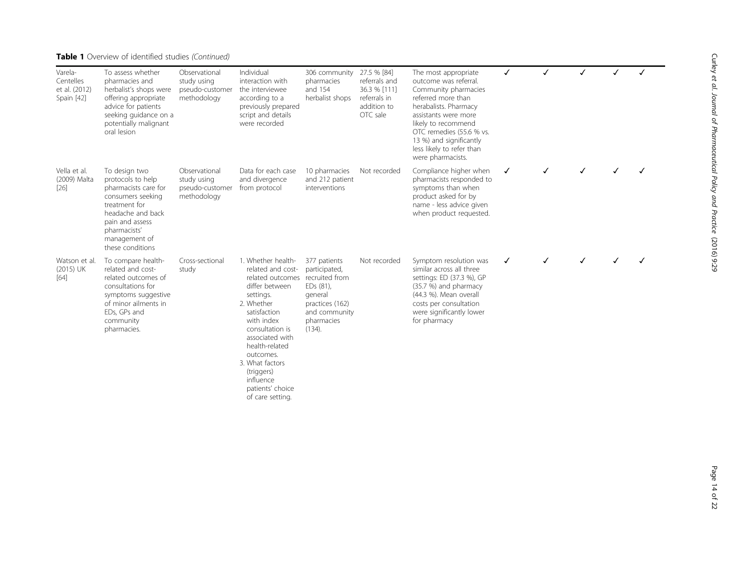**Table 1** Overview of identified studies *(Continued)*

| | | | | | | | | | | | |
|---|---|---|---|---|---|---|---|---|---|---|---|
| Varela-Centelles et al. (2012) Spain [42] | To assess whether pharmacies and herbalist's shops were offering appropriate advice for patients seeking guidance on a potentially malignant oral lesion | Observational study using pseudo-customer methodology | Individual interaction with the interviewee according to a previously prepared script and details were recorded | 306 community pharmacies and 154 herbalist shops | 27.5 % [84] referrals and 36.3 % [111] referrals in addition to OTC sale | The most appropriate outcome was referral. Community pharmacies referred more than herabalists. Pharmacy assistants were more likely to recommend OTC remedies (55.6 % vs. 13 %) and significantly less likely to refer than were pharmacists. | ✓ | ✓ | ✓ | ✓ | ✓ |
| Vella et al. (2009) Malta [26] | To design two protocols to help pharmacists care for consumers seeking treatment for headache and back pain and assess pharmacists' management of these conditions | Observational study using pseudo-customer methodology | Data for each case and divergence from protocol | 10 pharmacies and 212 patient interventions | Not recorded | Compliance higher when pharmacists responded to symptoms than when product asked for by name - less advice given when product requested. | ✓ | ✓ | ✓ | ✓ | ✓ |
| Watson et al. (2015) UK [64] | To compare health-related and cost-related outcomes of consultations for symptoms suggestive of minor ailments in EDs, GPs and community pharmacies. | Cross-sectional study | 1. Whether health-related and cost-related outcomes differ between settings.<br>2. Whether satisfaction with index consultation is associated with health-related outcomes.<br>3. What factors (triggers) influence patients' choice of care setting. | 377 patients participated, recruited from EDs (81), general practices (162) and community pharmacies (134). | Not recorded | Symptom resolution was similar across all three settings: ED (37.3 %), GP (35.7 %) and pharmacy (44.3 %). Mean overall costs per consultation were significantly lower for pharmacy | ✓ | ✓ | ✓ | ✓ | ✓ |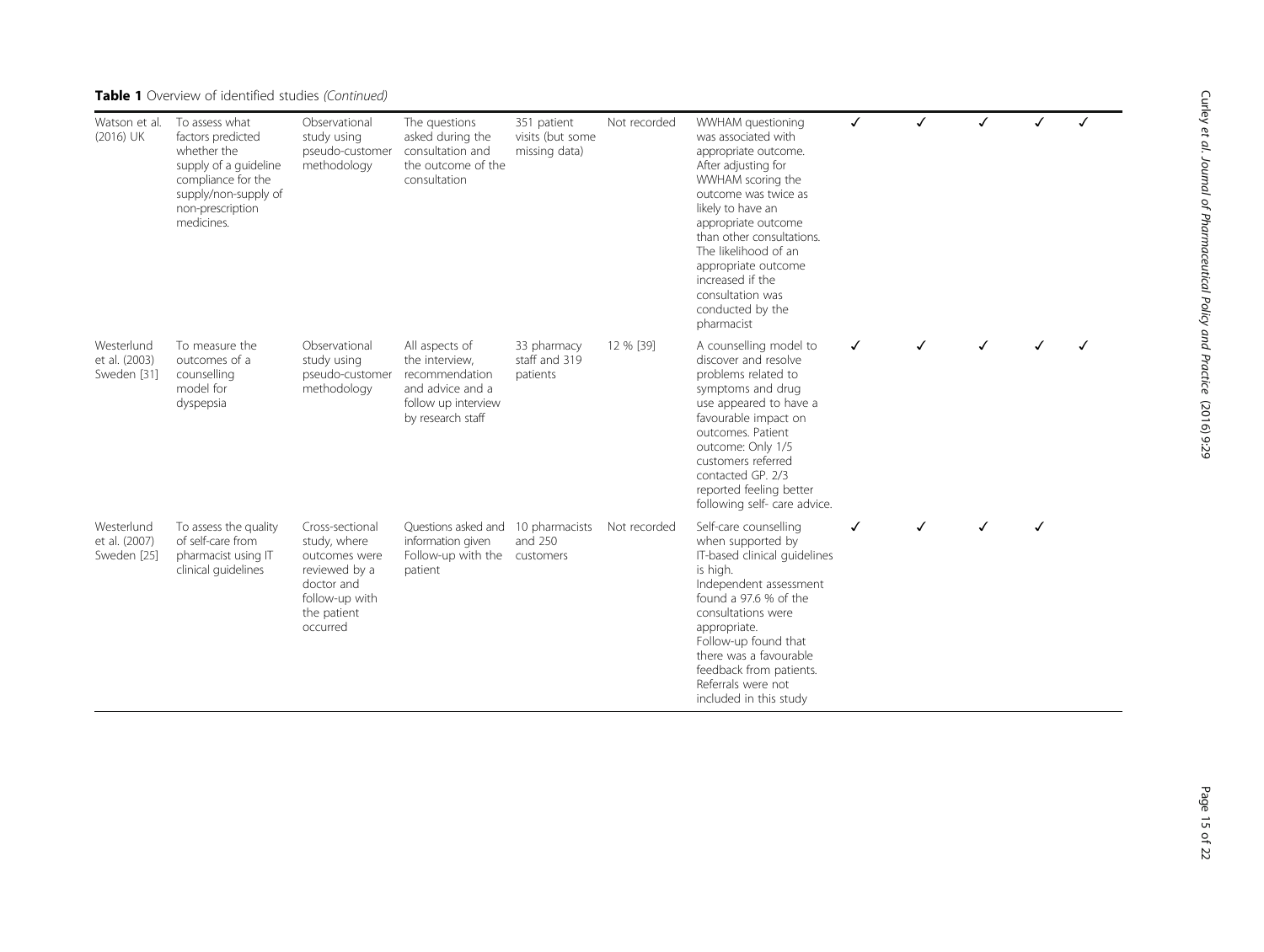**Table 1** Overview of identified studies *(Continued)*

| | | | | | | | | | | | |
|---|---|---|---|---|---|---|---|---|---|---|---|
| Watson et al. (2016) UK | To assess what factors predicted whether the supply of a guideline compliance for the supply/non-supply of non-prescription medicines. | Observational study using pseudo-customer methodology | The questions asked during the consultation and the outcome of the consultation | 351 patient visits (but some missing data) | Not recorded | WWHAM questioning was associated with appropriate outcome. After adjusting for WWHAM scoring the outcome was twice as likely to have an appropriate outcome than other consultations. The likelihood of an appropriate outcome increased if the consultation was conducted by the pharmacist | ✓ | ✓ | ✓ | ✓ | ✓ |
| Westerlund et al. (2003) Sweden [31] | To measure the outcomes of a counselling model for dyspepsia | Observational study using pseudo-customer methodology | All aspects of the interview, recommendation and advice and a follow up interview by research staff | 33 pharmacy staff and 319 patients | 12 % [39] | A counselling model to discover and resolve problems related to symptoms and drug use appeared to have a favourable impact on outcomes. Patient outcome: Only 1/5 customers referred contacted GP. 2/3 reported feeling better following self- care advice. | ✓ | ✓ | ✓ | ✓ | ✓ |
| Westerlund et al. (2007) Sweden [25] | To assess the quality of self-care from pharmacist using IT clinical guidelines | Cross-sectional study, where outcomes were reviewed by a doctor and follow-up with the patient occurred | Questions asked and information given Follow-up with the patient | 10 pharmacists and 250 customers | Not recorded | Self-care counselling when supported by IT-based clinical guidelines is high. Independent assessment found a 97.6 % of the consultations were appropriate. Follow-up found that there was a favourable feedback from patients. Referrals were not included in this study | ✓ | ✓ | ✓ | ✓ | |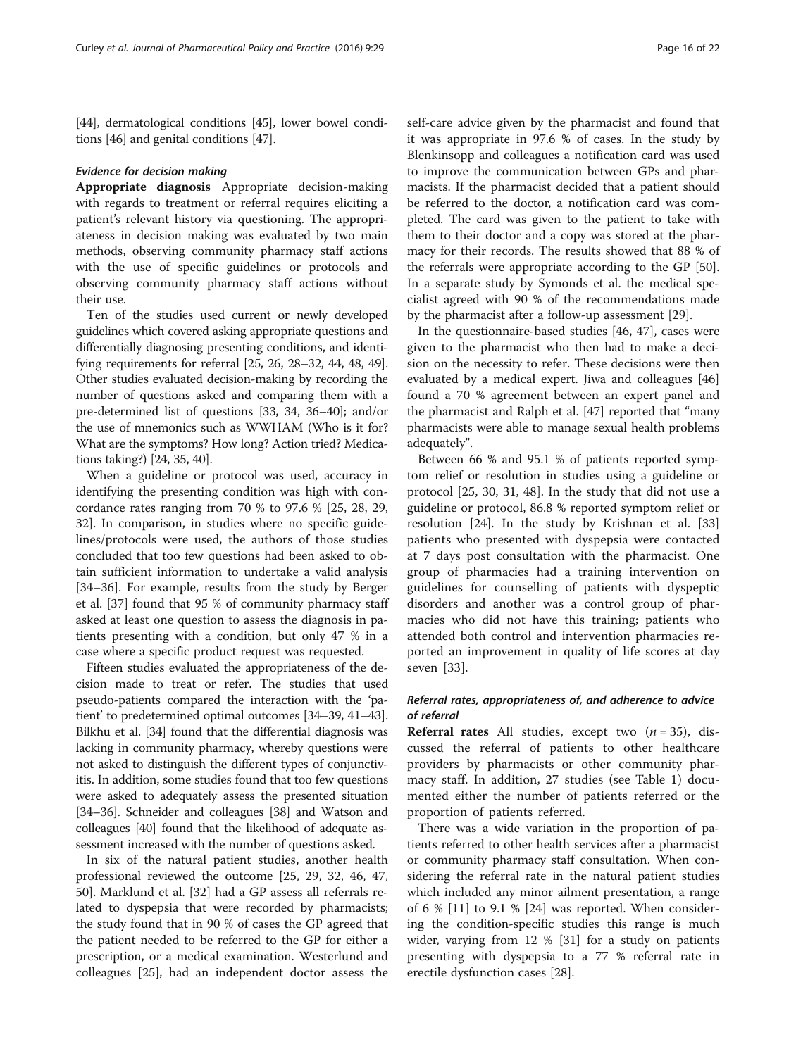[44], dermatological conditions [45], lower bowel conditions [46] and genital conditions [47].

#### *Evidence for decision making*

**Appropriate diagnosis** Appropriate decision-making with regards to treatment or referral requires eliciting a patient's relevant history via questioning. The appropriateness in decision making was evaluated by two main methods, observing community pharmacy staff actions with the use of specific guidelines or protocols and observing community pharmacy staff actions without their use.

Ten of the studies used current or newly developed guidelines which covered asking appropriate questions and differentially diagnosing presenting conditions, and identifying requirements for referral [25, 26, 28–32, 44, 48, 49]. Other studies evaluated decision-making by recording the number of questions asked and comparing them with a pre-determined list of questions [33, 34, 36–40]; and/or the use of mnemonics such as WWHAM (Who is it for? What are the symptoms? How long? Action tried? Medications taking?) [24, 35, 40].

When a guideline or protocol was used, accuracy in identifying the presenting condition was high with concordance rates ranging from 70 % to 97.6 % [25, 28, 29, 32]. In comparison, in studies where no specific guidelines/protocols were used, the authors of those studies concluded that too few questions had been asked to obtain sufficient information to undertake a valid analysis [34–36]. For example, results from the study by Berger et al. [37] found that 95 % of community pharmacy staff asked at least one question to assess the diagnosis in patients presenting with a condition, but only 47 % in a case where a specific product request was requested.

Fifteen studies evaluated the appropriateness of the decision made to treat or refer. The studies that used pseudo-patients compared the interaction with the 'patient' to predetermined optimal outcomes [34–39, 41–43]. Bilkhu et al. [34] found that the differential diagnosis was lacking in community pharmacy, whereby questions were not asked to distinguish the different types of conjunctivitis. In addition, some studies found that too few questions were asked to adequately assess the presented situation [34–36]. Schneider and colleagues [38] and Watson and colleagues [40] found that the likelihood of adequate assessment increased with the number of questions asked.

In six of the natural patient studies, another health professional reviewed the outcome [25, 29, 32, 46, 47, 50]. Marklund et al. [32] had a GP assess all referrals related to dyspepsia that were recorded by pharmacists; the study found that in 90 % of cases the GP agreed that the patient needed to be referred to the GP for either a prescription, or a medical examination. Westerlund and colleagues [25], had an independent doctor assess the self-care advice given by the pharmacist and found that it was appropriate in 97.6 % of cases. In the study by Blenkinsopp and colleagues a notification card was used to improve the communication between GPs and pharmacists. If the pharmacist decided that a patient should be referred to the doctor, a notification card was completed. The card was given to the patient to take with them to their doctor and a copy was stored at the pharmacy for their records. The results showed that 88 % of the referrals were appropriate according to the GP [50]. In a separate study by Symonds et al. the medical specialist agreed with 90 % of the recommendations made by the pharmacist after a follow-up assessment [29].

In the questionnaire-based studies [46, 47], cases were given to the pharmacist who then had to make a decision on the necessity to refer. These decisions were then evaluated by a medical expert. Jiwa and colleagues [46] found a 70 % agreement between an expert panel and the pharmacist and Ralph et al. [47] reported that "many pharmacists were able to manage sexual health problems adequately".

Between 66 % and 95.1 % of patients reported symptom relief or resolution in studies using a guideline or protocol [25, 30, 31, 48]. In the study that did not use a guideline or protocol, 86.8 % reported symptom relief or resolution [24]. In the study by Krishnan et al. [33] patients who presented with dyspepsia were contacted at 7 days post consultation with the pharmacist. One group of pharmacies had a training intervention on guidelines for counselling of patients with dyspeptic disorders and another was a control group of pharmacies who did not have this training; patients who attended both control and intervention pharmacies reported an improvement in quality of life scores at day seven [33].

### *Referral rates, appropriateness of, and adherence to advice of referral*

**Referral rates** All studies, except two ($n = 35$), discussed the referral of patients to other healthcare providers by pharmacists or other community pharmacy staff. In addition, 27 studies (see Table 1) documented either the number of patients referred or the proportion of patients referred.

There was a wide variation in the proportion of patients referred to other health services after a pharmacist or community pharmacy staff consultation. When considering the referral rate in the natural patient studies which included any minor ailment presentation, a range of 6 % [11] to 9.1 % [24] was reported. When considering the condition-specific studies this range is much wider, varying from 12 % [31] for a study on patients presenting with dyspepsia to a 77 % referral rate in erectile dysfunction cases [28].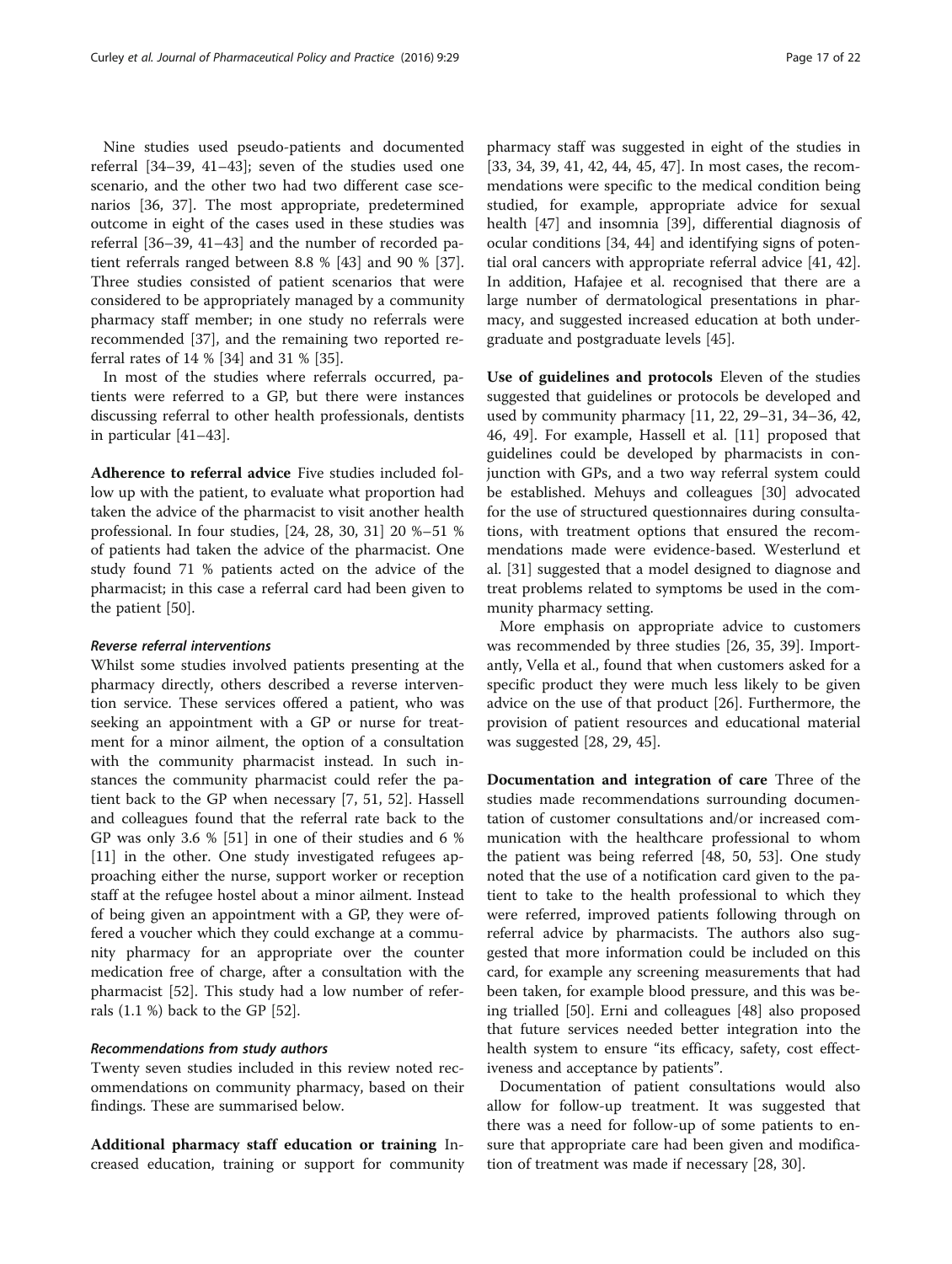Nine studies used pseudo-patients and documented referral [34–39, 41–43]; seven of the studies used one scenario, and the other two had two different case scenarios [36, 37]. The most appropriate, predetermined outcome in eight of the cases used in these studies was referral [36–39, 41–43] and the number of recorded patient referrals ranged between 8.8 % [43] and 90 % [37]. Three studies consisted of patient scenarios that were considered to be appropriately managed by a community pharmacy staff member; in one study no referrals were recommended [37], and the remaining two reported referral rates of 14 % [34] and 31 % [35].

In most of the studies where referrals occurred, patients were referred to a GP, but there were instances discussing referral to other health professionals, dentists in particular [41–43].

**Adherence to referral advice** Five studies included follow up with the patient, to evaluate what proportion had taken the advice of the pharmacist to visit another health professional. In four studies, [24, 28, 30, 31] 20 %–51 % of patients had taken the advice of the pharmacist. One study found 71 % patients acted on the advice of the pharmacist; in this case a referral card had been given to the patient [50].

#### *Reverse referral interventions*

Whilst some studies involved patients presenting at the pharmacy directly, others described a reverse intervention service. These services offered a patient, who was seeking an appointment with a GP or nurse for treatment for a minor ailment, the option of a consultation with the community pharmacist instead. In such instances the community pharmacist could refer the patient back to the GP when necessary [7, 51, 52]. Hassell and colleagues found that the referral rate back to the GP was only 3.6 % [51] in one of their studies and 6 % [11] in the other. One study investigated refugees approaching either the nurse, support worker or reception staff at the refugee hostel about a minor ailment. Instead of being given an appointment with a GP, they were offered a voucher which they could exchange at a community pharmacy for an appropriate over the counter medication free of charge, after a consultation with the pharmacist [52]. This study had a low number of referrals (1.1 %) back to the GP [52].

#### *Recommendations from study authors*

Twenty seven studies included in this review noted recommendations on community pharmacy, based on their findings. These are summarised below.

**Additional pharmacy staff education or training** Increased education, training or support for community pharmacy staff was suggested in eight of the studies in [33, 34, 39, 41, 42, 44, 45, 47]. In most cases, the recommendations were specific to the medical condition being studied, for example, appropriate advice for sexual health [47] and insomnia [39], differential diagnosis of ocular conditions [34, 44] and identifying signs of potential oral cancers with appropriate referral advice [41, 42]. In addition, Hafajee et al. recognised that there are a large number of dermatological presentations in pharmacy, and suggested increased education at both undergraduate and postgraduate levels [45].

**Use of guidelines and protocols** Eleven of the studies suggested that guidelines or protocols be developed and used by community pharmacy [11, 22, 29–31, 34–36, 42, 46, 49]. For example, Hassell et al. [11] proposed that guidelines could be developed by pharmacists in conjunction with GPs, and a two way referral system could be established. Mehuys and colleagues [30] advocated for the use of structured questionnaires during consultations, with treatment options that ensured the recommendations made were evidence-based. Westerlund et al. [31] suggested that a model designed to diagnose and treat problems related to symptoms be used in the community pharmacy setting.

More emphasis on appropriate advice to customers was recommended by three studies [26, 35, 39]. Importantly, Vella et al., found that when customers asked for a specific product they were much less likely to be given advice on the use of that product [26]. Furthermore, the provision of patient resources and educational material was suggested [28, 29, 45].

**Documentation and integration of care** Three of the studies made recommendations surrounding documentation of customer consultations and/or increased communication with the healthcare professional to whom the patient was being referred [48, 50, 53]. One study noted that the use of a notification card given to the patient to take to the health professional to which they were referred, improved patients following through on referral advice by pharmacists. The authors also suggested that more information could be included on this card, for example any screening measurements that had been taken, for example blood pressure, and this was being trialled [50]. Erni and colleagues [48] also proposed that future services needed better integration into the health system to ensure "its efficacy, safety, cost effectiveness and acceptance by patients".

Documentation of patient consultations would also allow for follow-up treatment. It was suggested that there was a need for follow-up of some patients to ensure that appropriate care had been given and modification of treatment was made if necessary [28, 30].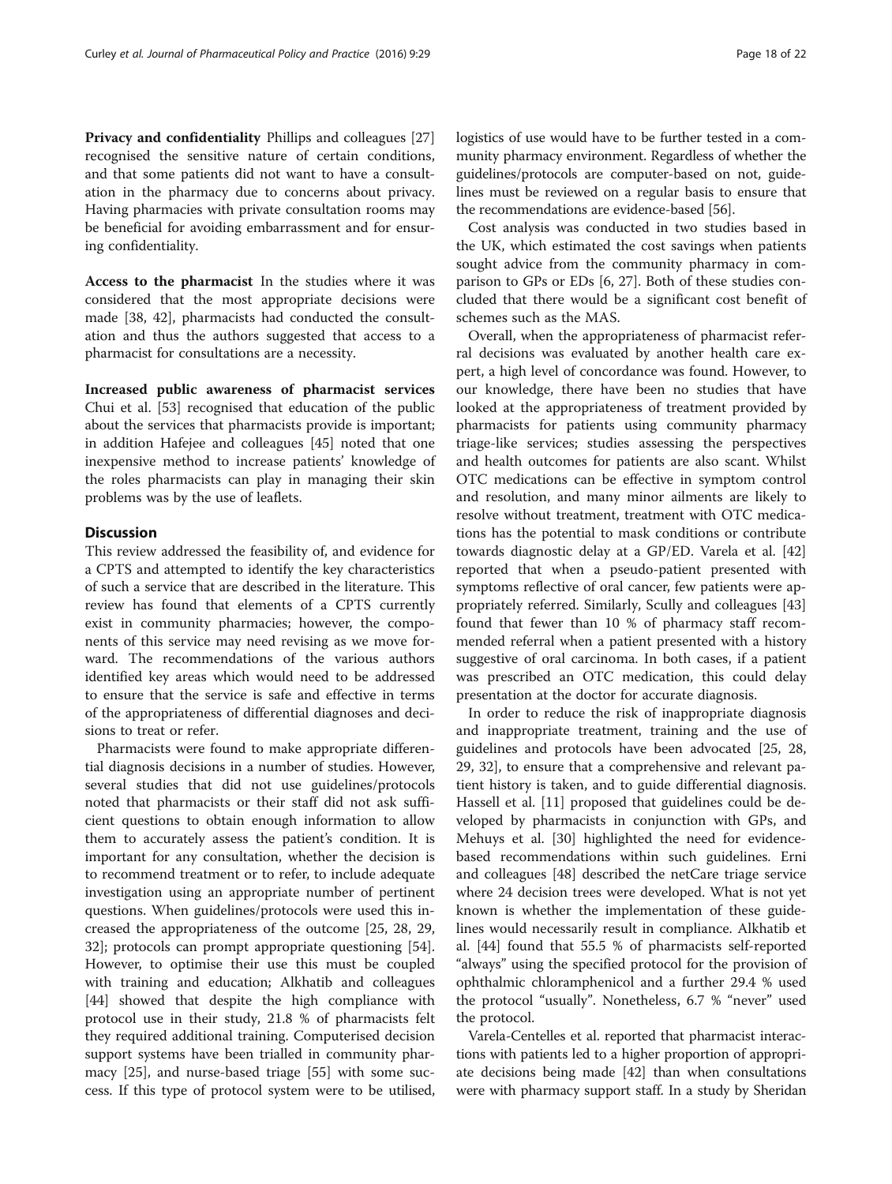**Privacy and confidentiality** Phillips and colleagues [27] recognised the sensitive nature of certain conditions, and that some patients did not want to have a consultation in the pharmacy due to concerns about privacy. Having pharmacies with private consultation rooms may be beneficial for avoiding embarrassment and for ensuring confidentiality.

**Access to the pharmacist** In the studies where it was considered that the most appropriate decisions were made [38, 42], pharmacists had conducted the consultation and thus the authors suggested that access to a pharmacist for consultations are a necessity.

**Increased public awareness of pharmacist services** Chui et al. [53] recognised that education of the public about the services that pharmacists provide is important; in addition Hafejee and colleagues [45] noted that one inexpensive method to increase patients' knowledge of the roles pharmacists can play in managing their skin problems was by the use of leaflets.

## Discussion

This review addressed the feasibility of, and evidence for a CPTS and attempted to identify the key characteristics of such a service that are described in the literature. This review has found that elements of a CPTS currently exist in community pharmacies; however, the components of this service may need revising as we move forward. The recommendations of the various authors identified key areas which would need to be addressed to ensure that the service is safe and effective in terms of the appropriateness of differential diagnoses and decisions to treat or refer.

Pharmacists were found to make appropriate differential diagnosis decisions in a number of studies. However, several studies that did not use guidelines/protocols noted that pharmacists or their staff did not ask sufficient questions to obtain enough information to allow them to accurately assess the patient's condition. It is important for any consultation, whether the decision is to recommend treatment or to refer, to include adequate investigation using an appropriate number of pertinent questions. When guidelines/protocols were used this increased the appropriateness of the outcome [25, 28, 29, 32]; protocols can prompt appropriate questioning [54]. However, to optimise their use this must be coupled with training and education; Alkhatib and colleagues [44] showed that despite the high compliance with protocol use in their study, 21.8 % of pharmacists felt they required additional training. Computerised decision support systems have been trialled in community pharmacy [25], and nurse-based triage [55] with some success. If this type of protocol system were to be utilised, logistics of use would have to be further tested in a community pharmacy environment. Regardless of whether the guidelines/protocols are computer-based on not, guidelines must be reviewed on a regular basis to ensure that the recommendations are evidence-based [56].

Cost analysis was conducted in two studies based in the UK, which estimated the cost savings when patients sought advice from the community pharmacy in comparison to GPs or EDs [6, 27]. Both of these studies concluded that there would be a significant cost benefit of schemes such as the MAS.

Overall, when the appropriateness of pharmacist referral decisions was evaluated by another health care expert, a high level of concordance was found. However, to our knowledge, there have been no studies that have looked at the appropriateness of treatment provided by pharmacists for patients using community pharmacy triage-like services; studies assessing the perspectives and health outcomes for patients are also scant. Whilst OTC medications can be effective in symptom control and resolution, and many minor ailments are likely to resolve without treatment, treatment with OTC medications has the potential to mask conditions or contribute towards diagnostic delay at a GP/ED. Varela et al. [42] reported that when a pseudo-patient presented with symptoms reflective of oral cancer, few patients were appropriately referred. Similarly, Scully and colleagues [43] found that fewer than 10 % of pharmacy staff recommended referral when a patient presented with a history suggestive of oral carcinoma. In both cases, if a patient was prescribed an OTC medication, this could delay presentation at the doctor for accurate diagnosis.

In order to reduce the risk of inappropriate diagnosis and inappropriate treatment, training and the use of guidelines and protocols have been advocated [25, 28, 29, 32], to ensure that a comprehensive and relevant patient history is taken, and to guide differential diagnosis. Hassell et al. [11] proposed that guidelines could be developed by pharmacists in conjunction with GPs, and Mehuys et al. [30] highlighted the need for evidence-based recommendations within such guidelines. Erni and colleagues [48] described the netCare triage service where 24 decision trees were developed. What is not yet known is whether the implementation of these guidelines would necessarily result in compliance. Alkhatib et al. [44] found that 55.5 % of pharmacists self-reported "always" using the specified protocol for the provision of ophthalmic chloramphenicol and a further 29.4 % used the protocol "usually". Nonetheless, 6.7 % "never" used the protocol.

Varela-Centelles et al. reported that pharmacist interactions with patients led to a higher proportion of appropriate decisions being made [42] than when consultations were with pharmacy support staff. In a study by Sheridan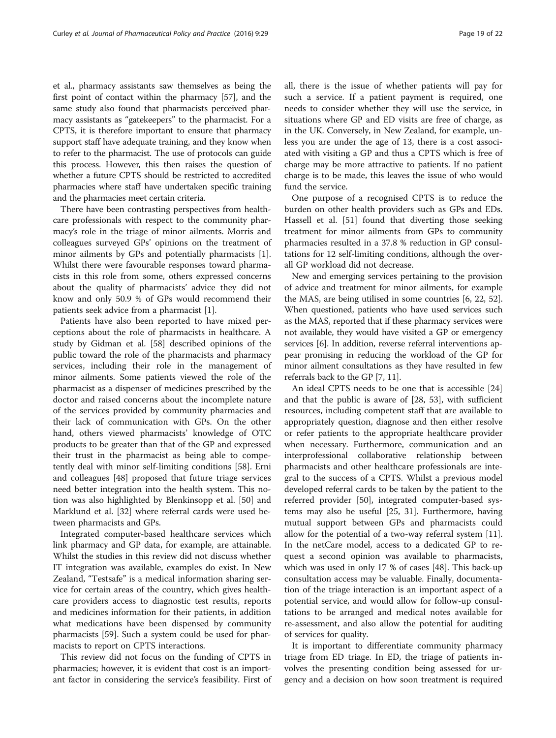et al., pharmacy assistants saw themselves as being the first point of contact within the pharmacy [57], and the same study also found that pharmacists perceived pharmacy assistants as "gatekeepers" to the pharmacist. For a CPTS, it is therefore important to ensure that pharmacy support staff have adequate training, and they know when to refer to the pharmacist. The use of protocols can guide this process. However, this then raises the question of whether a future CPTS should be restricted to accredited pharmacies where staff have undertaken specific training and the pharmacies meet certain criteria.

There have been contrasting perspectives from healthcare professionals with respect to the community pharmacy's role in the triage of minor ailments. Morris and colleagues surveyed GPs' opinions on the treatment of minor ailments by GPs and potentially pharmacists [1]. Whilst there were favourable responses toward pharmacists in this role from some, others expressed concerns about the quality of pharmacists' advice they did not know and only 50.9 % of GPs would recommend their patients seek advice from a pharmacist [1].

Patients have also been reported to have mixed perceptions about the role of pharmacists in healthcare. A study by Gidman et al. [58] described opinions of the public toward the role of the pharmacists and pharmacy services, including their role in the management of minor ailments. Some patients viewed the role of the pharmacist as a dispenser of medicines prescribed by the doctor and raised concerns about the incomplete nature of the services provided by community pharmacies and their lack of communication with GPs. On the other hand, others viewed pharmacists' knowledge of OTC products to be greater than that of the GP and expressed their trust in the pharmacist as being able to competently deal with minor self-limiting conditions [58]. Erni and colleagues [48] proposed that future triage services need better integration into the health system. This notion was also highlighted by Blenkinsopp et al. [50] and Marklund et al. [32] where referral cards were used between pharmacists and GPs.

Integrated computer-based healthcare services which link pharmacy and GP data, for example, are attainable. Whilst the studies in this review did not discuss whether IT integration was available, examples do exist. In New Zealand, "Testsafe" is a medical information sharing service for certain areas of the country, which gives healthcare providers access to diagnostic test results, reports and medicines information for their patients, in addition what medications have been dispensed by community pharmacists [59]. Such a system could be used for pharmacists to report on CPTS interactions.

This review did not focus on the funding of CPTS in pharmacies; however, it is evident that cost is an important factor in considering the service's feasibility. First of all, there is the issue of whether patients will pay for such a service. If a patient payment is required, one needs to consider whether they will use the service, in situations where GP and ED visits are free of charge, as in the UK. Conversely, in New Zealand, for example, unless you are under the age of 13, there is a cost associated with visiting a GP and thus a CPTS which is free of charge may be more attractive to patients. If no patient charge is to be made, this leaves the issue of who would fund the service.

One purpose of a recognised CPTS is to reduce the burden on other health providers such as GPs and EDs. Hassell et al. [51] found that diverting those seeking treatment for minor ailments from GPs to community pharmacies resulted in a 37.8 % reduction in GP consultations for 12 self-limiting conditions, although the overall GP workload did not decrease.

New and emerging services pertaining to the provision of advice and treatment for minor ailments, for example the MAS, are being utilised in some countries [6, 22, 52]. When questioned, patients who have used services such as the MAS, reported that if these pharmacy services were not available, they would have visited a GP or emergency services [6]. In addition, reverse referral interventions appear promising in reducing the workload of the GP for minor ailment consultations as they have resulted in few referrals back to the GP [7, 11].

An ideal CPTS needs to be one that is accessible [24] and that the public is aware of [28, 53], with sufficient resources, including competent staff that are available to appropriately question, diagnose and then either resolve or refer patients to the appropriate healthcare provider when necessary. Furthermore, communication and an interprofessional collaborative relationship between pharmacists and other healthcare professionals are integral to the success of a CPTS. Whilst a previous model developed referral cards to be taken by the patient to the referred provider [50], integrated computer-based systems may also be useful [25, 31]. Furthermore, having mutual support between GPs and pharmacists could allow for the potential of a two-way referral system [11]. In the netCare model, access to a dedicated GP to request a second opinion was available to pharmacists, which was used in only 17 % of cases [48]. This back-up consultation access may be valuable. Finally, documentation of the triage interaction is an important aspect of a potential service, and would allow for follow-up consultations to be arranged and medical notes available for re-assessment, and also allow the potential for auditing of services for quality.

It is important to differentiate community pharmacy triage from ED triage. In ED, the triage of patients involves the presenting condition being assessed for urgency and a decision on how soon treatment is required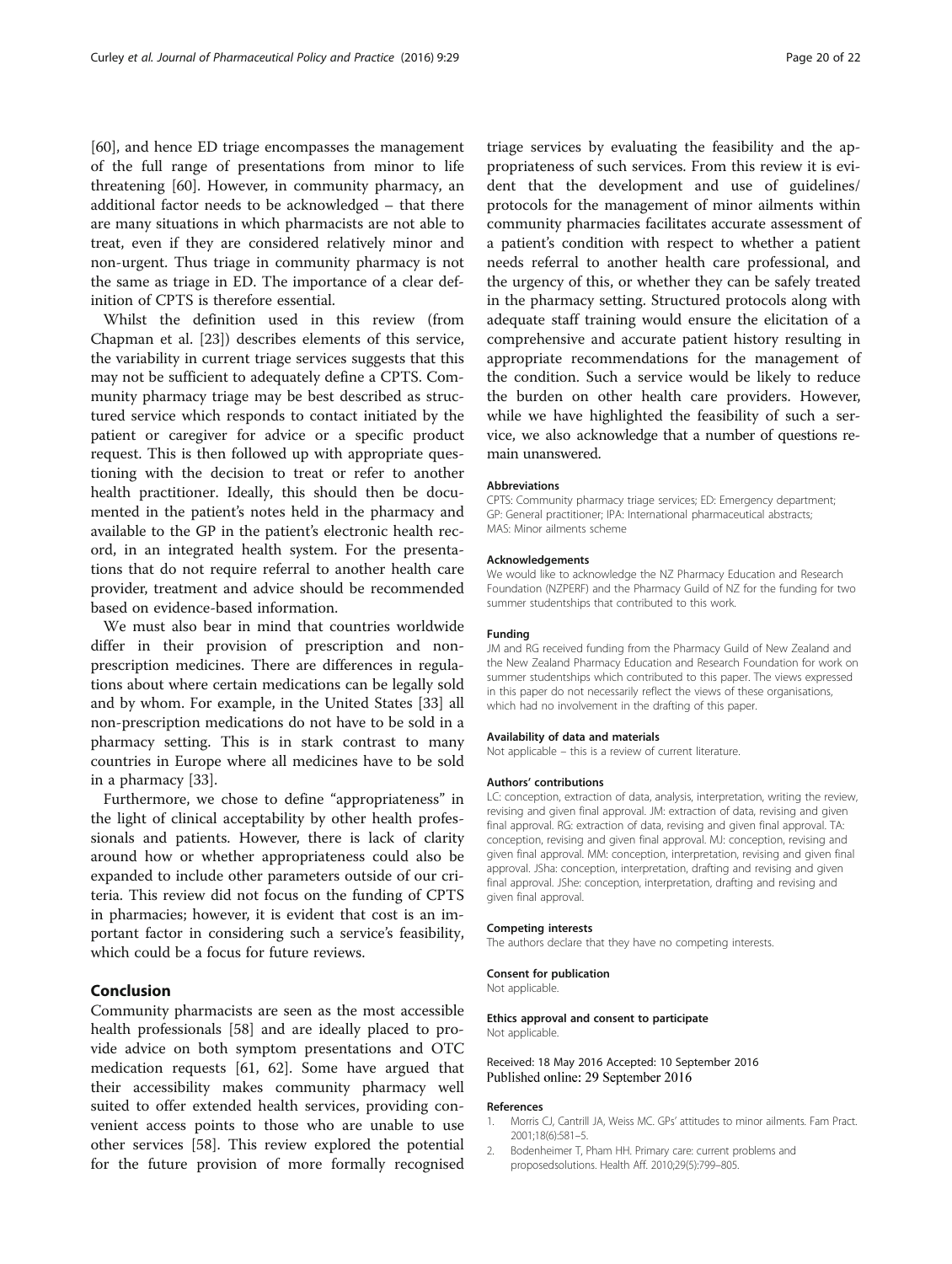[60], and hence ED triage encompasses the management of the full range of presentations from minor to life threatening [60]. However, in community pharmacy, an additional factor needs to be acknowledged – that there are many situations in which pharmacists are not able to treat, even if they are considered relatively minor and non-urgent. Thus triage in community pharmacy is not the same as triage in ED. The importance of a clear definition of CPTS is therefore essential.

Whilst the definition used in this review (from Chapman et al. [23]) describes elements of this service, the variability in current triage services suggests that this may not be sufficient to adequately define a CPTS. Community pharmacy triage may be best described as structured service which responds to contact initiated by the patient or caregiver for advice or a specific product request. This is then followed up with appropriate questioning with the decision to treat or refer to another health practitioner. Ideally, this should then be documented in the patient's notes held in the pharmacy and available to the GP in the patient's electronic health record, in an integrated health system. For the presentations that do not require referral to another health care provider, treatment and advice should be recommended based on evidence-based information.

We must also bear in mind that countries worldwide differ in their provision of prescription and non-prescription medicines. There are differences in regulations about where certain medications can be legally sold and by whom. For example, in the United States [33] all non-prescription medications do not have to be sold in a pharmacy setting. This is in stark contrast to many countries in Europe where all medicines have to be sold in a pharmacy [33].

Furthermore, we chose to define "appropriateness" in the light of clinical acceptability by other health professionals and patients. However, there is lack of clarity around how or whether appropriateness could also be expanded to include other parameters outside of our criteria. This review did not focus on the funding of CPTS in pharmacies; however, it is evident that cost is an important factor in considering such a service's feasibility, which could be a focus for future reviews.

## Conclusion

Community pharmacists are seen as the most accessible health professionals [58] and are ideally placed to provide advice on both symptom presentations and OTC medication requests [61, 62]. Some have argued that their accessibility makes community pharmacy well suited to offer extended health services, providing convenient access points to those who are unable to use other services [58]. This review explored the potential for the future provision of more formally recognised triage services by evaluating the feasibility and the appropriateness of such services. From this review it is evident that the development and use of guidelines/protocols for the management of minor ailments within community pharmacies facilitates accurate assessment of a patient's condition with respect to whether a patient needs referral to another health care professional, and the urgency of this, or whether they can be safely treated in the pharmacy setting. Structured protocols along with adequate staff training would ensure the elicitation of a comprehensive and accurate patient history resulting in appropriate recommendations for the management of the condition. Such a service would be likely to reduce the burden on other health care providers. However, while we have highlighted the feasibility of such a service, we also acknowledge that a number of questions remain unanswered.

#### Abbreviations

CPTS: Community pharmacy triage services; ED: Emergency department; GP: General practitioner; IPA: International pharmaceutical abstracts; MAS: Minor ailments scheme

#### Acknowledgements

We would like to acknowledge the NZ Pharmacy Education and Research Foundation (NZPERF) and the Pharmacy Guild of NZ for the funding for two summer studentships that contributed to this work.

#### Funding

JM and RG received funding from the Pharmacy Guild of New Zealand and the New Zealand Pharmacy Education and Research Foundation for work on summer studentships which contributed to this paper. The views expressed in this paper do not necessarily reflect the views of these organisations, which had no involvement in the drafting of this paper.

#### Availability of data and materials

Not applicable – this is a review of current literature.

#### Authors' contributions

LC: conception, extraction of data, analysis, interpretation, writing the review, revising and given final approval. JM: extraction of data, revising and given final approval. RG: extraction of data, revising and given final approval. TA: conception, revising and given final approval. MJ: conception, revising and given final approval. MM: conception, interpretation, revising and given final approval. JSha: conception, interpretation, drafting and revising and given final approval. JShe: conception, interpretation, drafting and revising and given final approval.

#### Competing interests

The authors declare that they have no competing interests.

#### Consent for publication

Not applicable.

#### Ethics approval and consent to participate

Not applicable.

Received: 18 May 2016 Accepted: 10 September 2016
Published online: 29 September 2016

#### References

1. Morris CJ, Cantrill JA, Weiss MC. GPs' attitudes to minor ailments. Fam Pract. 2001;18(6):581–5.
2. Bodenheimer T, Pham HH. Primary care: current problems and proposedsolutions. Health Aff. 2010;29(5):799–805.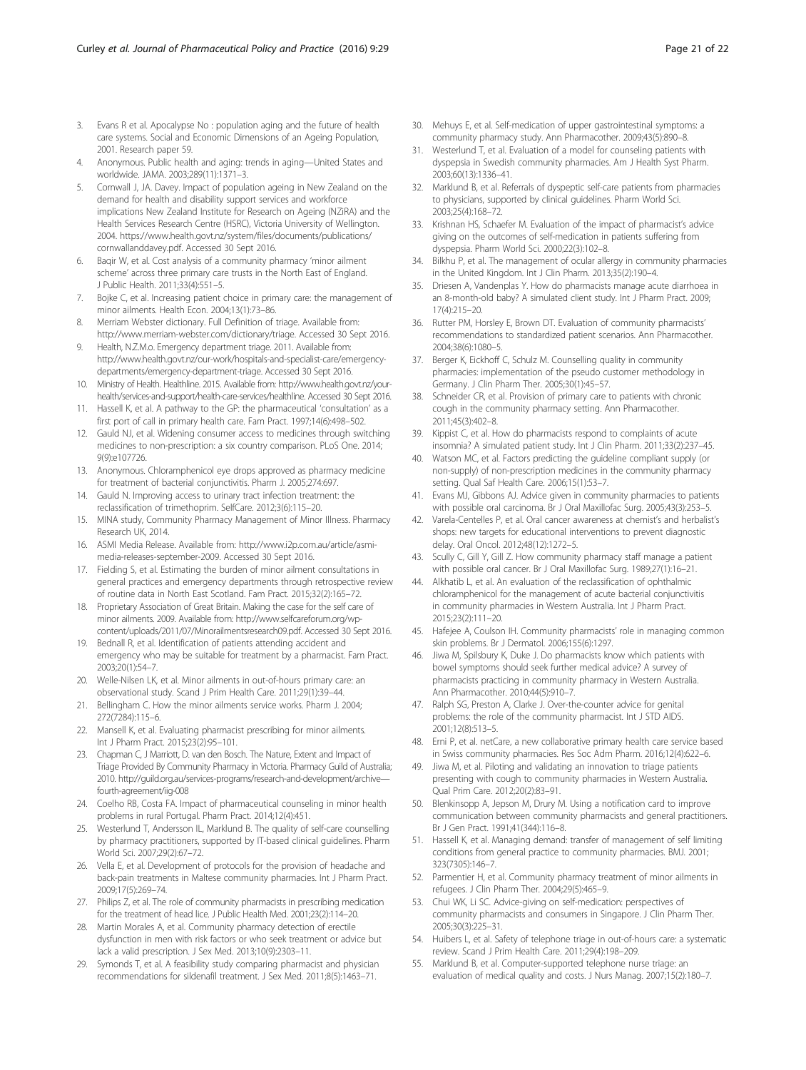3. Evans R et al. Apocalypse No : population aging and the future of health care systems. Social and Economic Dimensions of an Ageing Population, 2001. Research paper 59.
4. Anonymous. Public health and aging: trends in aging—United States and worldwide. JAMA. 2003;289(11):1371–3.
5. Cornwall J, JA. Davey. Impact of population ageing in New Zealand on the demand for health and disability support services and workforce implications New Zealand Institute for Research on Ageing (NZiRA) and the Health Services Research Centre (HSRC), Victoria University of Wellington. 2004. https://www.health.govt.nz/system/files/documents/publications/cornwallanddavey.pdf. Accessed 30 Sept 2016.
6. Baqir W, et al. Cost analysis of a community pharmacy 'minor ailment scheme' across three primary care trusts in the North East of England. J Public Health. 2011;33(4):551–5.
7. Bojke C, et al. Increasing patient choice in primary care: the management of minor ailments. Health Econ. 2004;13(1):73–86.
8. Merriam Webster dictionary. Full Definition of triage. Available from: http://www.merriam-webster.com/dictionary/triage. Accessed 30 Sept 2016.
9. Health, N.Z.M.o. Emergency department triage. 2011. Available from: http://www.health.govt.nz/our-work/hospitals-and-specialist-care/emergency-departments/emergency-department-triage. Accessed 30 Sept 2016.
10. Ministry of Health. Healthline. 2015. Available from: http://www.health.govt.nz/your-health/services-and-support/health-care-services/healthline. Accessed 30 Sept 2016.
11. Hassell K, et al. A pathway to the GP: the pharmaceutical 'consultation' as a first port of call in primary health care. Fam Pract. 1997;14(6):498–502.
12. Gauld NJ, et al. Widening consumer access to medicines through switching medicines to non-prescription: a six country comparison. PLoS One. 2014; 9(9):e107726.
13. Anonymous. Chloramphenicol eye drops approved as pharmacy medicine for treatment of bacterial conjunctivitis. Pharm J. 2005;274:697.
14. Gauld N. Improving access to urinary tract infection treatment: the reclassification of trimethoprim. SelfCare. 2012;3(6):115–20.
15. MINA study, Community Pharmacy Management of Minor Illness. Pharmacy Research UK, 2014.
16. ASMI Media Release. Available from: http://www.i2p.com.au/article/asmi-media-releases-september-2009. Accessed 30 Sept 2016.
17. Fielding S, et al. Estimating the burden of minor ailment consultations in general practices and emergency departments through retrospective review of routine data in North East Scotland. Fam Pract. 2015;32(2):165–72.
18. Proprietary Association of Great Britain. Making the case for the self care of minor ailments. 2009. Available from: http://www.selfcareforum.org/wp-content/uploads/2011/07/Minorailmentsresearch09.pdf. Accessed 30 Sept 2016.
19. Bednall R, et al. Identification of patients attending accident and emergency who may be suitable for treatment by a pharmacist. Fam Pract. 2003;20(1):54–7.
20. Welle-Nilsen LK, et al. Minor ailments in out-of-hours primary care: an observational study. Scand J Prim Health Care. 2011;29(1):39–44.
21. Bellingham C. How the minor ailments service works. Pharm J. 2004; 272(7284):115–6.
22. Mansell K, et al. Evaluating pharmacist prescribing for minor ailments. Int J Pharm Pract. 2015;23(2):95–101.
23. Chapman C, J Marriott, D. van den Bosch. The Nature, Extent and Impact of Triage Provided By Community Pharmacy in Victoria. Pharmacy Guild of Australia; 2010. http://guild.org.au/services-programs/research-and-development/archive—fourth-agreement/iig-008
24. Coelho RB, Costa FA. Impact of pharmaceutical counseling in minor health problems in rural Portugal. Pharm Pract. 2014;12(4):451.
25. Westerlund T, Andersson IL, Marklund B. The quality of self-care counselling by pharmacy practitioners, supported by IT-based clinical guidelines. Pharm World Sci. 2007;29(2):67–72.
26. Vella E, et al. Development of protocols for the provision of headache and back-pain treatments in Maltese community pharmacies. Int J Pharm Pract. 2009;17(5):269–74.
27. Philips Z, et al. The role of community pharmacists in prescribing medication for the treatment of head lice. J Public Health Med. 2001;23(2):114–20.
28. Martin Morales A, et al. Community pharmacy detection of erectile dysfunction in men with risk factors or who seek treatment or advice but lack a valid prescription. J Sex Med. 2013;10(9):2303–11.
29. Symonds T, et al. A feasibility study comparing pharmacist and physician recommendations for sildenafil treatment. J Sex Med. 2011;8(5):1463–71.
30. Mehuys E, et al. Self-medication of upper gastrointestinal symptoms: a community pharmacy study. Ann Pharmacother. 2009;43(5):890–8.
31. Westerlund T, et al. Evaluation of a model for counseling patients with dyspepsia in Swedish community pharmacies. Am J Health Syst Pharm. 2003;60(13):1336–41.
32. Marklund B, et al. Referrals of dyspeptic self-care patients from pharmacies to physicians, supported by clinical guidelines. Pharm World Sci. 2003;25(4):168–72.
33. Krishnan HS, Schaefer M. Evaluation of the impact of pharmacist's advice giving on the outcomes of self-medication in patients suffering from dyspepsia. Pharm World Sci. 2000;22(3):102–8.
34. Bilkhu P, et al. The management of ocular allergy in community pharmacies in the United Kingdom. Int J Clin Pharm. 2013;35(2):190–4.
35. Driesen A, Vandenplas Y. How do pharmacists manage acute diarrhoea in an 8-month-old baby? A simulated client study. Int J Pharm Pract. 2009; 17(4):215–20.
36. Rutter PM, Horsley E, Brown DT. Evaluation of community pharmacists' recommendations to standardized patient scenarios. Ann Pharmacother. 2004;38(6):1080–5.
37. Berger K, Eickhoff C, Schulz M. Counselling quality in community pharmacies: implementation of the pseudo customer methodology in Germany. J Clin Pharm Ther. 2005;30(1):45–57.
38. Schneider CR, et al. Provision of primary care to patients with chronic cough in the community pharmacy setting. Ann Pharmacother. 2011;45(3):402–8.
39. Kippist C, et al. How do pharmacists respond to complaints of acute insomnia? A simulated patient study. Int J Clin Pharm. 2011;33(2):237–45.
40. Watson MC, et al. Factors predicting the guideline compliant supply (or non-supply) of non-prescription medicines in the community pharmacy setting. Qual Saf Health Care. 2006;15(1):53–7.
41. Evans MJ, Gibbons AJ. Advice given in community pharmacies to patients with possible oral carcinoma. Br J Oral Maxillofac Surg. 2005;43(3):253–5.
42. Varela-Centelles P, et al. Oral cancer awareness at chemist's and herbalist's shops: new targets for educational interventions to prevent diagnostic delay. Oral Oncol. 2012;48(12):1272–5.
43. Scully C, Gill Y, Gill Z. How community pharmacy staff manage a patient with possible oral cancer. Br J Oral Maxillofac Surg. 1989;27(1):16–21.
44. Alkhatib L, et al. An evaluation of the reclassification of ophthalmic chloramphenicol for the management of acute bacterial conjunctivitis in community pharmacies in Western Australia. Int J Pharm Pract. 2015;23(2):111–20.
45. Hafejee A, Coulson IH. Community pharmacists' role in managing common skin problems. Br J Dermatol. 2006;155(6):1297.
46. Jiwa M, Spilsbury K, Duke J. Do pharmacists know which patients with bowel symptoms should seek further medical advice? A survey of pharmacists practicing in community pharmacy in Western Australia. Ann Pharmacother. 2010;44(5):910–7.
47. Ralph SG, Preston A, Clarke J. Over-the-counter advice for genital problems: the role of the community pharmacist. Int J STD AIDS. 2001;12(8):513–5.
48. Erni P, et al. netCare, a new collaborative primary health care service based in Swiss community pharmacies. Res Soc Adm Pharm. 2016;12(4):622–6.
49. Jiwa M, et al. Piloting and validating an innovation to triage patients presenting with cough to community pharmacies in Western Australia. Qual Prim Care. 2012;20(2):83–91.
50. Blenkinsopp A, Jepson M, Drury M. Using a notification card to improve communication between community pharmacists and general practitioners. Br J Gen Pract. 1991;41(344):116–8.
51. Hassell K, et al. Managing demand: transfer of management of self limiting conditions from general practice to community pharmacies. BMJ. 2001; 323(7305):146–7.
52. Parmentier H, et al. Community pharmacy treatment of minor ailments in refugees. J Clin Pharm Ther. 2004;29(5):465–9.
53. Chui WK, Li SC. Advice-giving on self-medication: perspectives of community pharmacists and consumers in Singapore. J Clin Pharm Ther. 2005;30(3):225–31.
54. Huibers L, et al. Safety of telephone triage in out-of-hours care: a systematic review. Scand J Prim Health Care. 2011;29(4):198–209.
55. Marklund B, et al. Computer-supported telephone nurse triage: an evaluation of medical quality and costs. J Nurs Manag. 2007;15(2):180–7.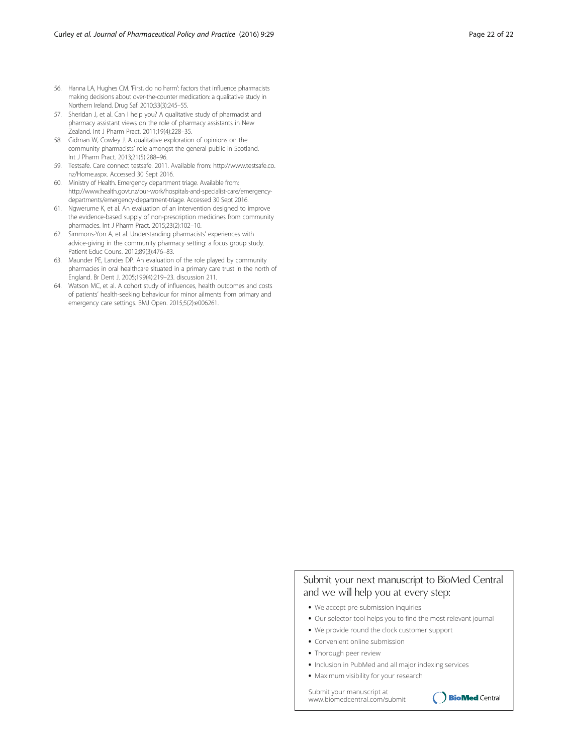56. Hanna LA, Hughes CM. 'First, do no harm': factors that influence pharmacists making decisions about over-the-counter medication: a qualitative study in Northern Ireland. Drug Saf. 2010;33(3):245–55.
57. Sheridan J, et al. Can I help you? A qualitative study of pharmacist and pharmacy assistant views on the role of pharmacy assistants in New Zealand. Int J Pharm Pract. 2011;19(4):228–35.
58. Gidman W, Cowley J. A qualitative exploration of opinions on the community pharmacists' role amongst the general public in Scotland. Int J Pharm Pract. 2013;21(5):288–96.
59. Testsafe. Care connect testsafe. 2011. Available from: http://www.testsafe.co.nz/Home.aspx. Accessed 30 Sept 2016.
60. Ministry of Health. Emergency department triage. Available from: http://www.health.govt.nz/our-work/hospitals-and-specialist-care/emergency-departments/emergency-department-triage. Accessed 30 Sept 2016.
61. Ngwerume K, et al. An evaluation of an intervention designed to improve the evidence-based supply of non-prescription medicines from community pharmacies. Int J Pharm Pract. 2015;23(2):102–10.
62. Simmons-Yon A, et al. Understanding pharmacists' experiences with advice-giving in the community pharmacy setting: a focus group study. Patient Educ Couns. 2012;89(3):476–83.
63. Maunder PE, Landes DP. An evaluation of the role played by community pharmacies in oral healthcare situated in a primary care trust in the north of England. Br Dent J. 2005;199(4):219–23. discussion 211.
64. Watson MC, et al. A cohort study of influences, health outcomes and costs of patients' health-seeking behaviour for minor ailments from primary and emergency care settings. BMJ Open. 2015;5(2):e006261.

Submit your next manuscript to BioMed Central and we will help you at every step:

- We accept pre-submission inquiries
- Our selector tool helps you to find the most relevant journal
- We provide round the clock customer support
- Convenient online submission
- Thorough peer review
- Inclusion in PubMed and all major indexing services
- Maximum visibility for your research

Submit your manuscript at
www.biomedcentral.com/submit

BioMed Central